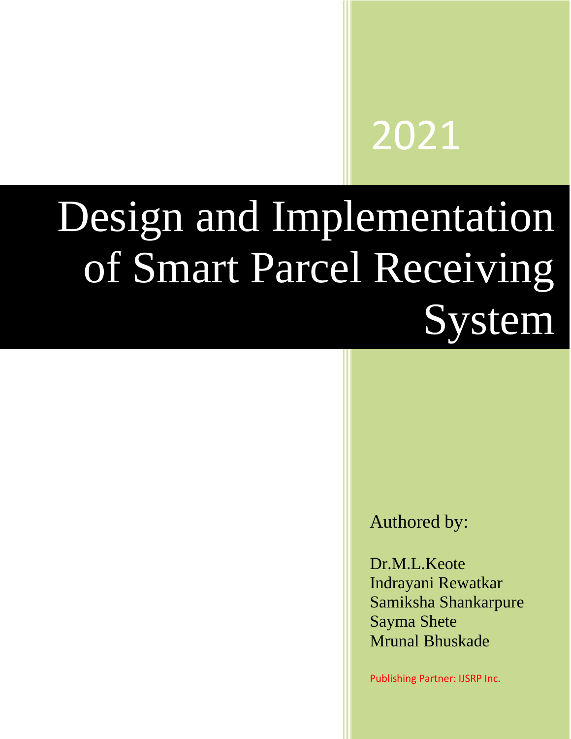2021

# Design and Implementation of Smart Parcel Receiving System

Authored by:

Dr.M.L.Keote
Indrayani Rewatkar
Samiksha Shankarpure
Sayma Shete
Mrunal Bhuskade

Publishing Partner: IJSRP Inc.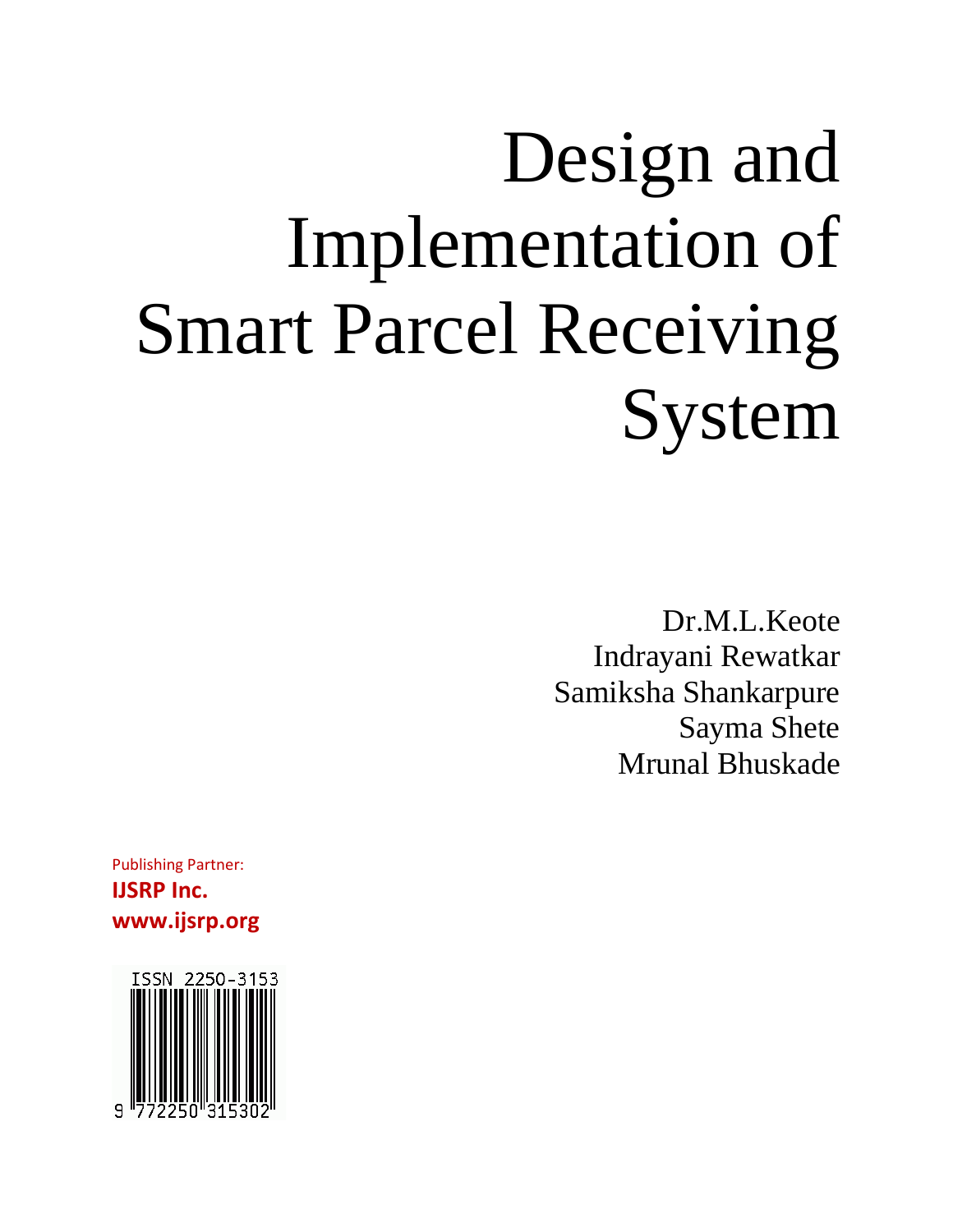# Design and Implementation of Smart Parcel Receiving System

Dr.M.L.Keote
Indrayani Rewatkar
Samiksha Shankarpure
Sayma Shete
Mrunal Bhuskade

Publishing Partner:
**IJSRP Inc.**
**www.ijsrp.org**

ISSN 2250-3153
9 772250 315302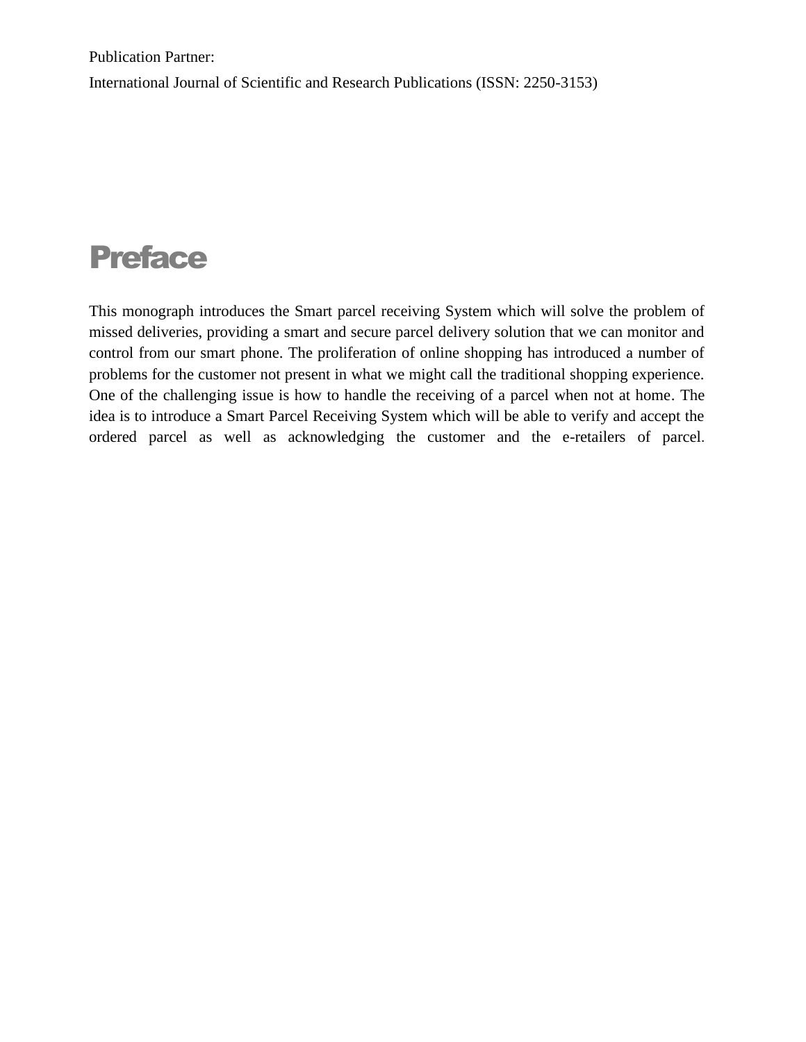Publication Partner:

International Journal of Scientific and Research Publications (ISSN: 2250-3153)

# Preface

This monograph introduces the Smart parcel receiving System which will solve the problem of missed deliveries, providing a smart and secure parcel delivery solution that we can monitor and control from our smart phone. The proliferation of online shopping has introduced a number of problems for the customer not present in what we might call the traditional shopping experience. One of the challenging issue is how to handle the receiving of a parcel when not at home. The idea is to introduce a Smart Parcel Receiving System which will be able to verify and accept the ordered parcel as well as acknowledging the customer and the e-retailers of parcel.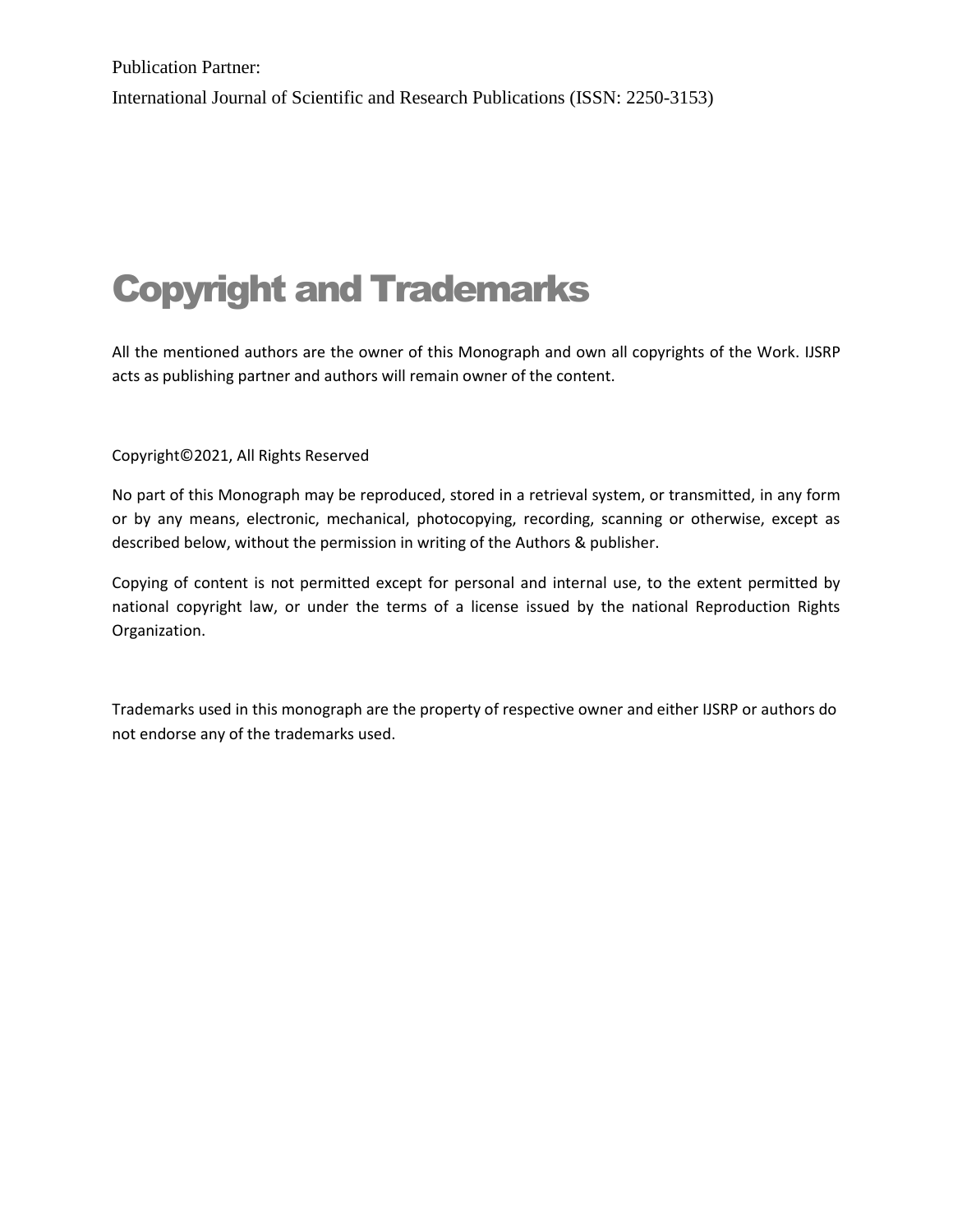Publication Partner:

International Journal of Scientific and Research Publications (ISSN: 2250-3153)

# Copyright and Trademarks

All the mentioned authors are the owner of this Monograph and own all copyrights of the Work. IJSRP acts as publishing partner and authors will remain owner of the content.

Copyright©2021, All Rights Reserved

No part of this Monograph may be reproduced, stored in a retrieval system, or transmitted, in any form or by any means, electronic, mechanical, photocopying, recording, scanning or otherwise, except as described below, without the permission in writing of the Authors & publisher.

Copying of content is not permitted except for personal and internal use, to the extent permitted by national copyright law, or under the terms of a license issued by the national Reproduction Rights Organization.

Trademarks used in this monograph are the property of respective owner and either IJSRP or authors do not endorse any of the trademarks used.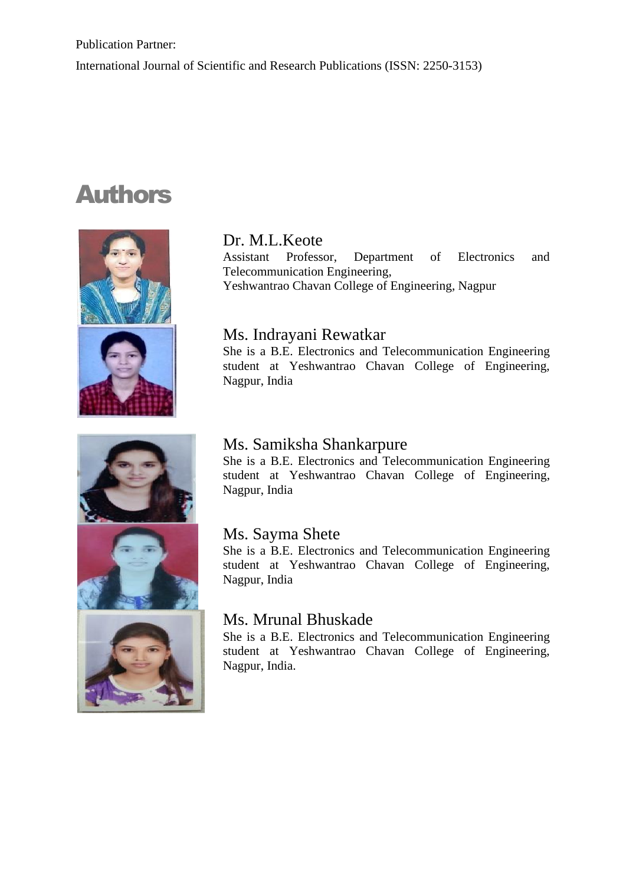Publication Partner:

International Journal of Scientific and Research Publications (ISSN: 2250-3153)

# Authors

### Dr. M.L.Keote

Assistant Professor, Department of Electronics and Telecommunication Engineering,
Yeshwantrao Chavan College of Engineering, Nagpur

### Ms. Indrayani Rewatkar

She is a B.E. Electronics and Telecommunication Engineering student at Yeshwantrao Chavan College of Engineering, Nagpur, India

### Ms. Samiksha Shankarpure

She is a B.E. Electronics and Telecommunication Engineering student at Yeshwantrao Chavan College of Engineering, Nagpur, India

### Ms. Sayma Shete

She is a B.E. Electronics and Telecommunication Engineering student at Yeshwantrao Chavan College of Engineering, Nagpur, India

### Ms. Mrunal Bhuskade

She is a B.E. Electronics and Telecommunication Engineering student at Yeshwantrao Chavan College of Engineering, Nagpur, India.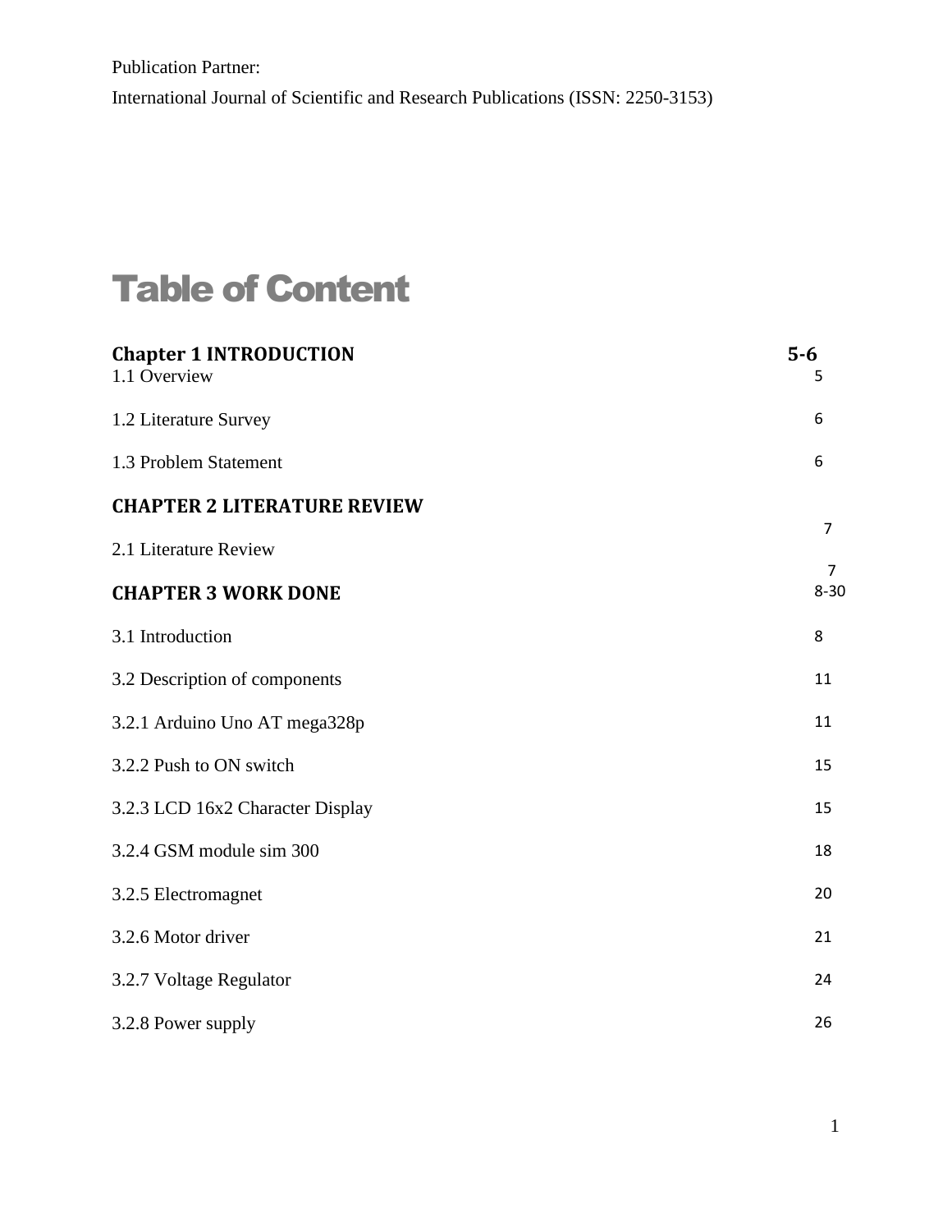Publication Partner:

International Journal of Scientific and Research Publications (ISSN: 2250-3153)

# Table of Content

| | |
|---|---|
| **Chapter 1 INTRODUCTION** | **5-6** |
| 1.1 Overview | 5 |
| 1.2 Literature Survey | 6 |
| 1.3 Problem Statement | 6 |
| **CHAPTER 2 LITERATURE REVIEW** | 7 |
| 2.1 Literature Review | 7 |
| **CHAPTER 3 WORK DONE** | 8-30 |
| 3.1 Introduction | 8 |
| 3.2 Description of components | 11 |
| 3.2.1 Arduino Uno AT mega328p | 11 |
| 3.2.2 Push to ON switch | 15 |
| 3.2.3 LCD 16x2 Character Display | 15 |
| 3.2.4 GSM module sim 300 | 18 |
| 3.2.5 Electromagnet | 20 |
| 3.2.6 Motor driver | 21 |
| 3.2.7 Voltage Regulator | 24 |
| 3.2.8 Power supply | 26 |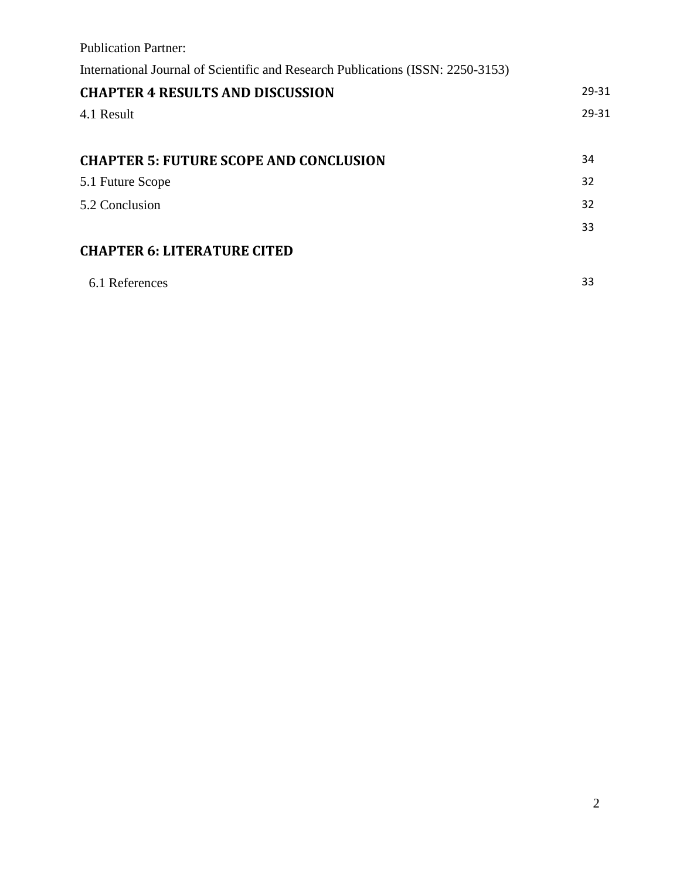Publication Partner:

International Journal of Scientific and Research Publications (ISSN: 2250-3153)

| | |
|---|---|
| **CHAPTER 4 RESULTS AND DISCUSSION** | 29-31 |
| 4.1 Result | 29-31 |
| | |
| **CHAPTER 5: FUTURE SCOPE AND CONCLUSION** | 34 |
| 5.1 Future Scope | 32 |
| 5.2 Conclusion | 32 |
| | 33 |
| **CHAPTER 6: LITERATURE CITED** | |
| 6.1 References | 33 |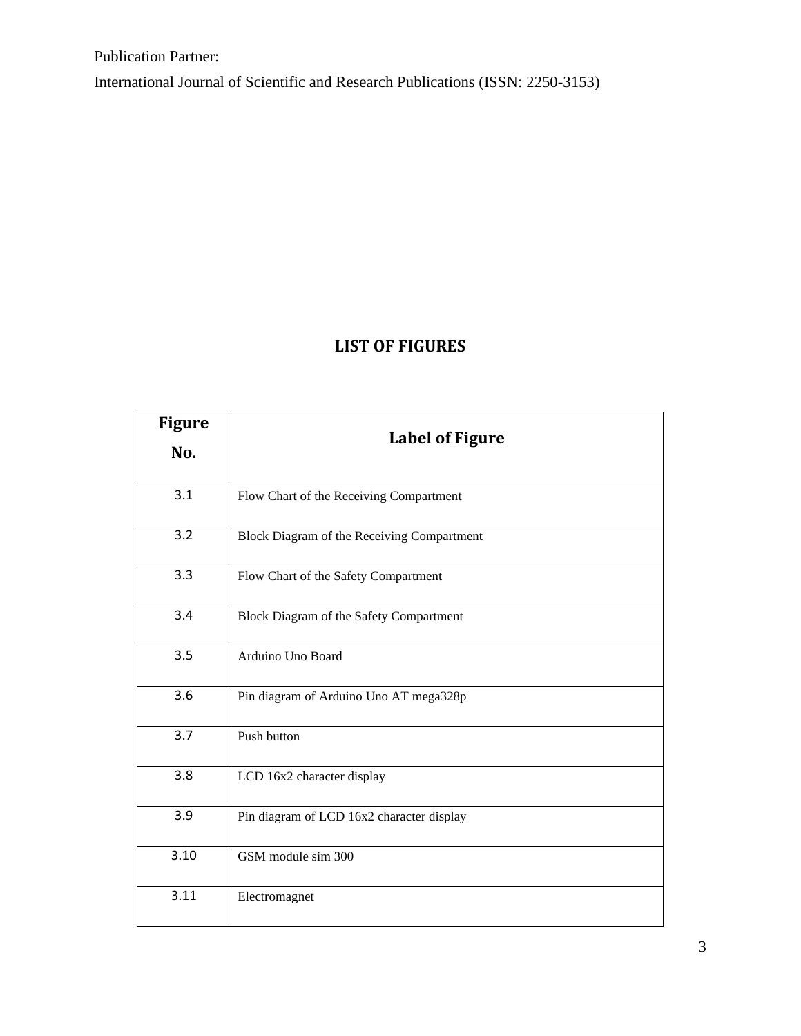## LIST OF FIGURES

| Figure No. | Label of Figure |
|---|---|
| 3.1 | Flow Chart of the Receiving Compartment |
| 3.2 | Block Diagram of the Receiving Compartment |
| 3.3 | Flow Chart of the Safety Compartment |
| 3.4 | Block Diagram of the Safety Compartment |
| 3.5 | Arduino Uno Board |
| 3.6 | Pin diagram of Arduino Uno AT mega328p |
| 3.7 | Push button |
| 3.8 | LCD 16x2 character display |
| 3.9 | Pin diagram of LCD 16x2 character display |
| 3.10 | GSM module sim 300 |
| 3.11 | Electromagnet |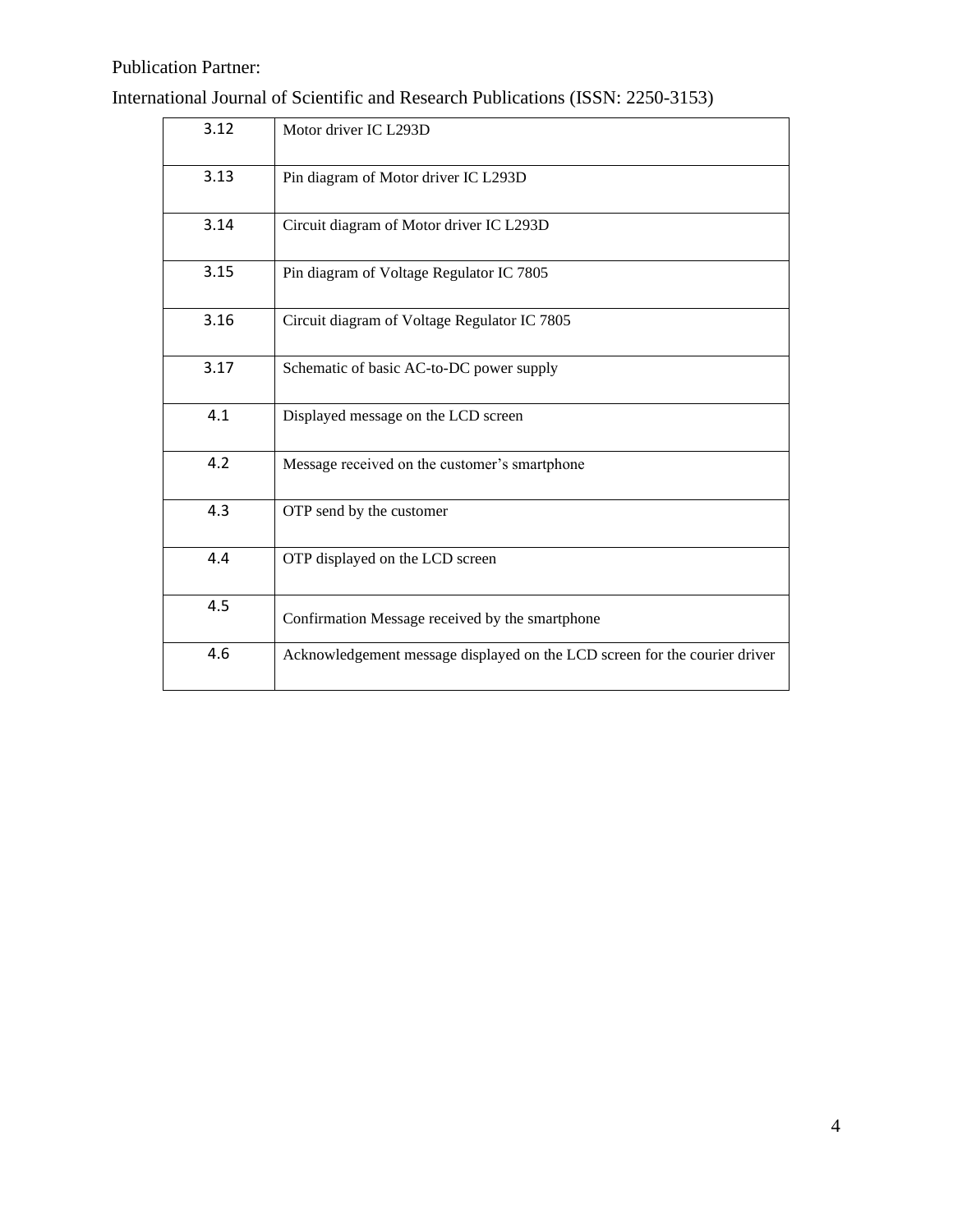Publication Partner:

International Journal of Scientific and Research Publications (ISSN: 2250-3153)

| | |
|---|---|
| 3.12 | Motor driver IC L293D |
| 3.13 | Pin diagram of Motor driver IC L293D |
| 3.14 | Circuit diagram of Motor driver IC L293D |
| 3.15 | Pin diagram of Voltage Regulator IC 7805 |
| 3.16 | Circuit diagram of Voltage Regulator IC 7805 |
| 3.17 | Schematic of basic AC-to-DC power supply |
| 4.1 | Displayed message on the LCD screen |
| 4.2 | Message received on the customer's smartphone |
| 4.3 | OTP send by the customer |
| 4.4 | OTP displayed on the LCD screen |
| 4.5 | Confirmation Message received by the smartphone |
| 4.6 | Acknowledgement message displayed on the LCD screen for the courier driver |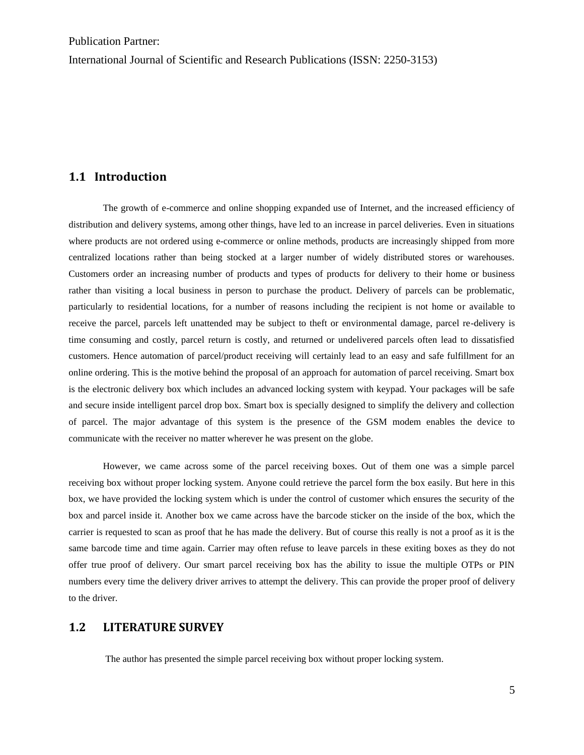## 1.1 Introduction

The growth of e-commerce and online shopping expanded use of Internet, and the increased efficiency of distribution and delivery systems, among other things, have led to an increase in parcel deliveries. Even in situations where products are not ordered using e-commerce or online methods, products are increasingly shipped from more centralized locations rather than being stocked at a larger number of widely distributed stores or warehouses. Customers order an increasing number of products and types of products for delivery to their home or business rather than visiting a local business in person to purchase the product. Delivery of parcels can be problematic, particularly to residential locations, for a number of reasons including the recipient is not home or available to receive the parcel, parcels left unattended may be subject to theft or environmental damage, parcel re-delivery is time consuming and costly, parcel return is costly, and returned or undelivered parcels often lead to dissatisfied customers. Hence automation of parcel/product receiving will certainly lead to an easy and safe fulfillment for an online ordering. This is the motive behind the proposal of an approach for automation of parcel receiving. Smart box is the electronic delivery box which includes an advanced locking system with keypad. Your packages will be safe and secure inside intelligent parcel drop box. Smart box is specially designed to simplify the delivery and collection of parcel. The major advantage of this system is the presence of the GSM modem enables the device to communicate with the receiver no matter wherever he was present on the globe.

However, we came across some of the parcel receiving boxes. Out of them one was a simple parcel receiving box without proper locking system. Anyone could retrieve the parcel form the box easily. But here in this box, we have provided the locking system which is under the control of customer which ensures the security of the box and parcel inside it. Another box we came across have the barcode sticker on the inside of the box, which the carrier is requested to scan as proof that he has made the delivery. But of course this really is not a proof as it is the same barcode time and time again. Carrier may often refuse to leave parcels in these exiting boxes as they do not offer true proof of delivery. Our smart parcel receiving box has the ability to issue the multiple OTPs or PIN numbers every time the delivery driver arrives to attempt the delivery. This can provide the proper proof of delivery to the driver.

## 1.2 LITERATURE SURVEY

The author has presented the simple parcel receiving box without proper locking system.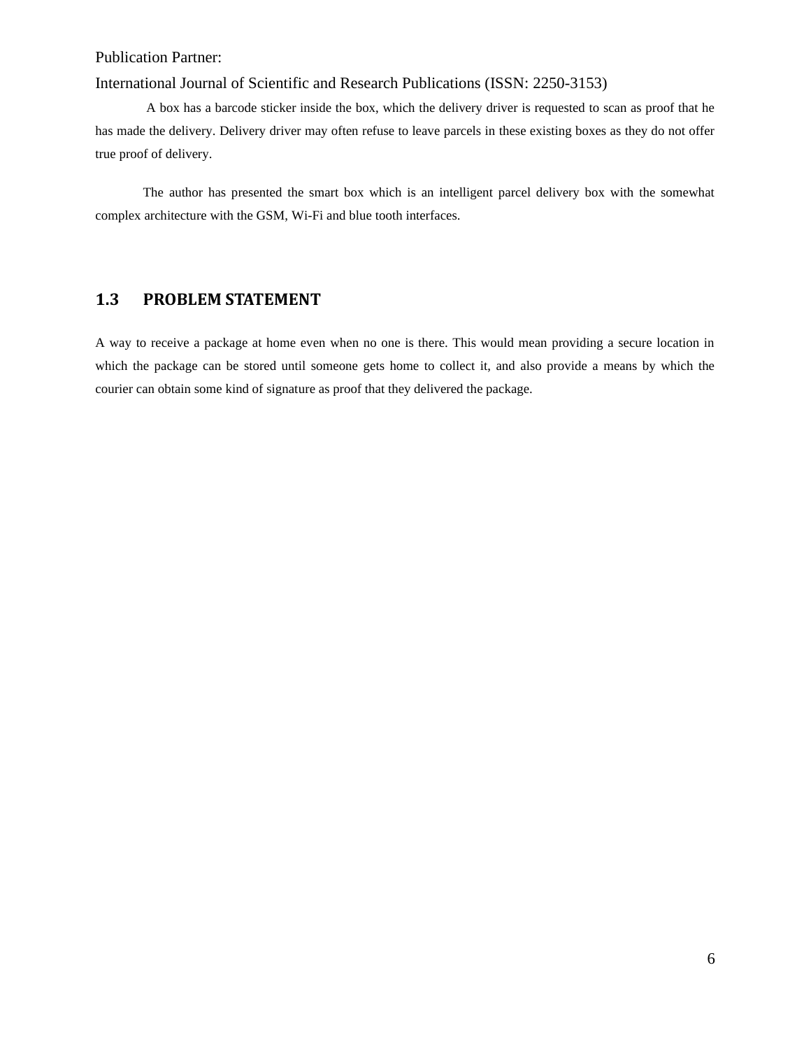Publication Partner:

International Journal of Scientific and Research Publications (ISSN: 2250-3153)

A box has a barcode sticker inside the box, which the delivery driver is requested to scan as proof that he has made the delivery. Delivery driver may often refuse to leave parcels in these existing boxes as they do not offer true proof of delivery.

The author has presented the smart box which is an intelligent parcel delivery box with the somewhat complex architecture with the GSM, Wi-Fi and blue tooth interfaces.

## 1.3 PROBLEM STATEMENT

A way to receive a package at home even when no one is there. This would mean providing a secure location in which the package can be stored until someone gets home to collect it, and also provide a means by which the courier can obtain some kind of signature as proof that they delivered the package.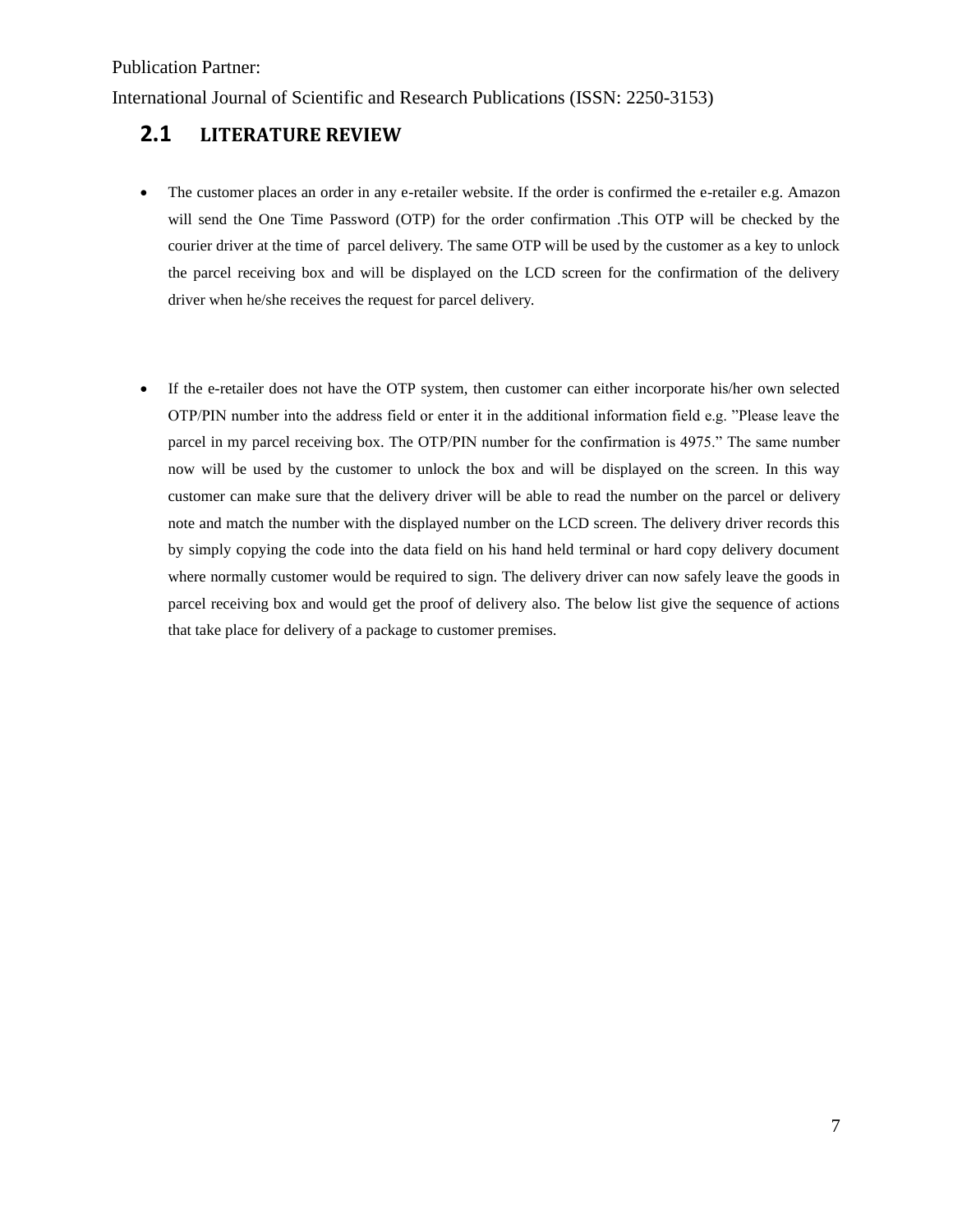## 2.1 LITERATURE REVIEW

- The customer places an order in any e-retailer website. If the order is confirmed the e-retailer e.g. Amazon will send the One Time Password (OTP) for the order confirmation .This OTP will be checked by the courier driver at the time of parcel delivery. The same OTP will be used by the customer as a key to unlock the parcel receiving box and will be displayed on the LCD screen for the confirmation of the delivery driver when he/she receives the request for parcel delivery.

- If the e-retailer does not have the OTP system, then customer can either incorporate his/her own selected OTP/PIN number into the address field or enter it in the additional information field e.g. "Please leave the parcel in my parcel receiving box. The OTP/PIN number for the confirmation is 4975." The same number now will be used by the customer to unlock the box and will be displayed on the screen. In this way customer can make sure that the delivery driver will be able to read the number on the parcel or delivery note and match the number with the displayed number on the LCD screen. The delivery driver records this by simply copying the code into the data field on his hand held terminal or hard copy delivery document where normally customer would be required to sign. The delivery driver can now safely leave the goods in parcel receiving box and would get the proof of delivery also. The below list give the sequence of actions that take place for delivery of a package to customer premises.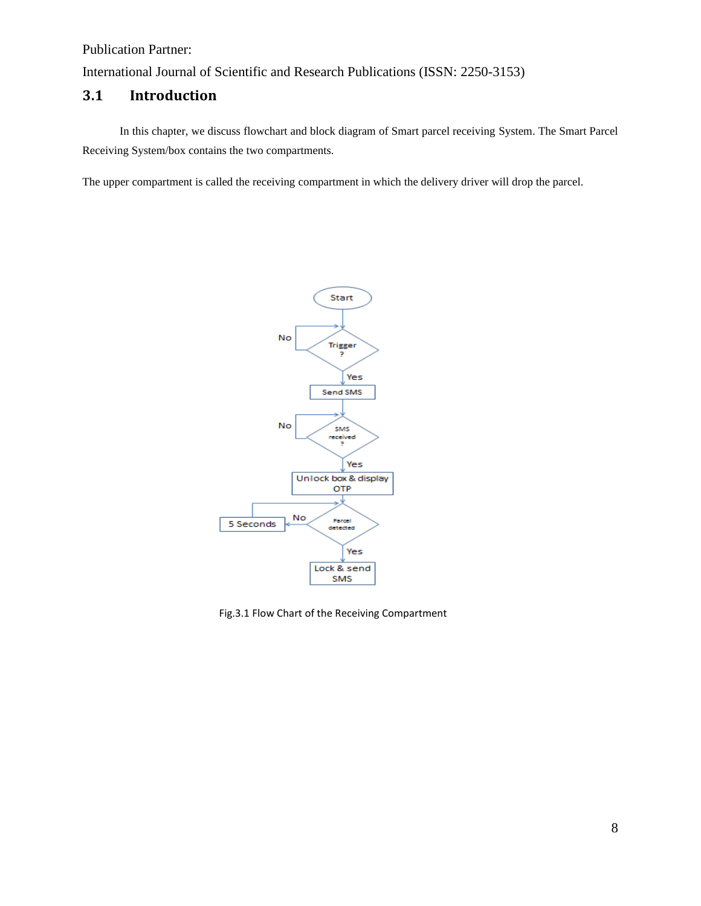Publication Partner:

International Journal of Scientific and Research Publications (ISSN: 2250-3153)

## 3.1 Introduction

In this chapter, we discuss flowchart and block diagram of Smart parcel receiving System. The Smart Parcel Receiving System/box contains the two compartments.

The upper compartment is called the receiving compartment in which the delivery driver will drop the parcel.

Fig.3.1 Flow Chart of the Receiving Compartment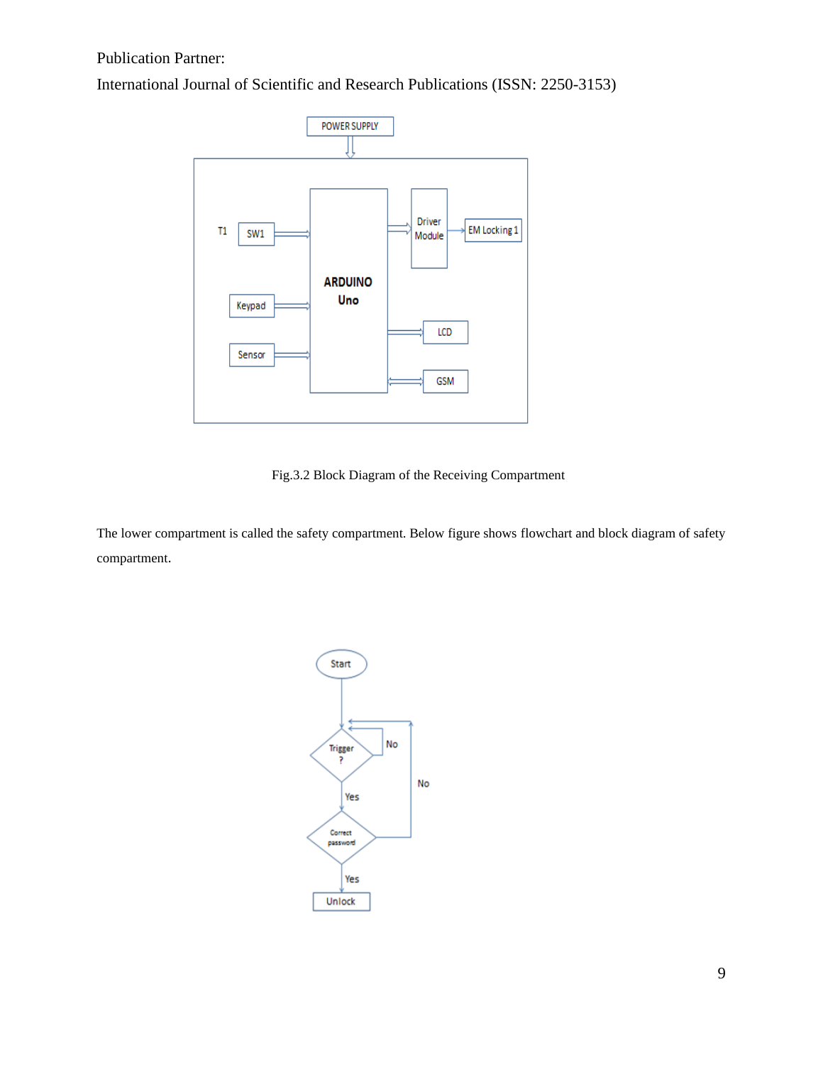Publication Partner:

International Journal of Scientific and Research Publications (ISSN: 2250-3153)

Fig.3.2 Block Diagram of the Receiving Compartment

The lower compartment is called the safety compartment. Below figure shows flowchart and block diagram of safety compartment.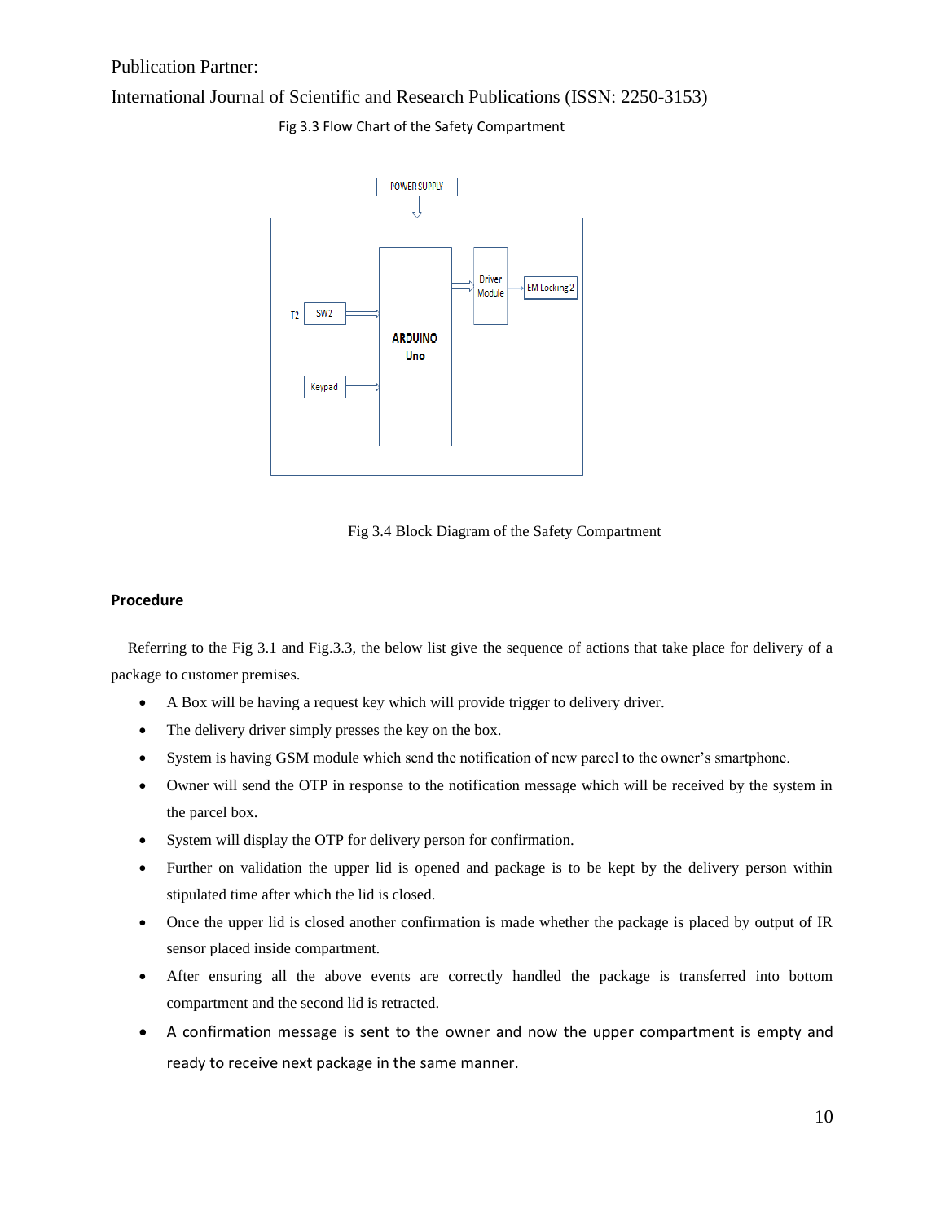Publication Partner:

International Journal of Scientific and Research Publications (ISSN: 2250-3153)

Fig 3.3 Flow Chart of the Safety Compartment

POWER SUPPLY

T2 SW2

Keypad

ARDUINO Uno

Driver Module

EM Locking 2

Fig 3.4 Block Diagram of the Safety Compartment

### Procedure

Referring to the Fig 3.1 and Fig.3.3, the below list give the sequence of actions that take place for delivery of a package to customer premises.

- A Box will be having a request key which will provide trigger to delivery driver.
- The delivery driver simply presses the key on the box.
- System is having GSM module which send the notification of new parcel to the owner's smartphone.
- Owner will send the OTP in response to the notification message which will be received by the system in the parcel box.
- System will display the OTP for delivery person for confirmation.
- Further on validation the upper lid is opened and package is to be kept by the delivery person within stipulated time after which the lid is closed.
- Once the upper lid is closed another confirmation is made whether the package is placed by output of IR sensor placed inside compartment.
- After ensuring all the above events are correctly handled the package is transferred into bottom compartment and the second lid is retracted.
- A confirmation message is sent to the owner and now the upper compartment is empty and ready to receive next package in the same manner.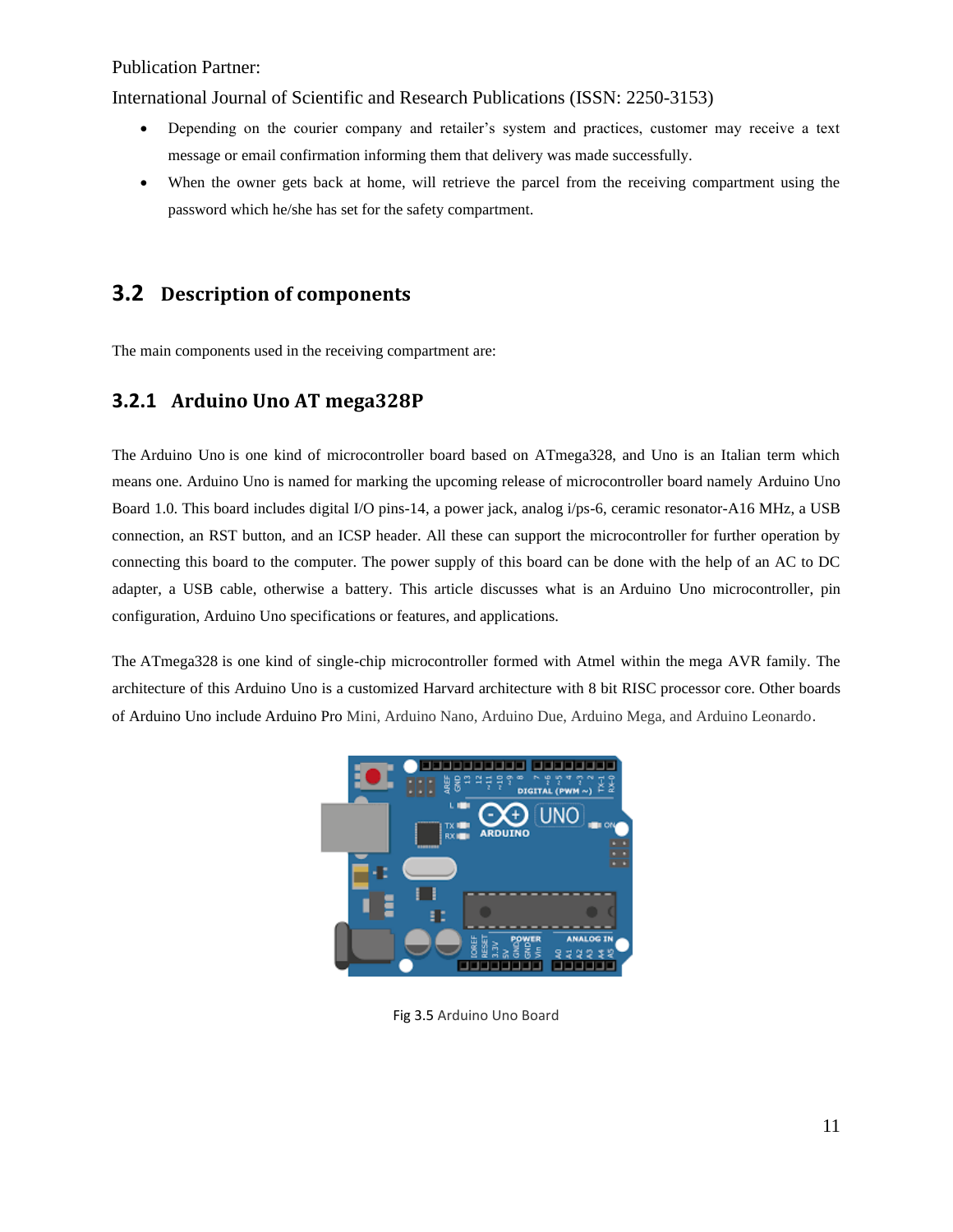- Depending on the courier company and retailer's system and practices, customer may receive a text message or email confirmation informing them that delivery was made successfully.
- When the owner gets back at home, will retrieve the parcel from the receiving compartment using the password which he/she has set for the safety compartment.

## 3.2 Description of components

The main components used in the receiving compartment are:

### 3.2.1 Arduino Uno AT mega328P

The Arduino Uno is one kind of microcontroller board based on ATmega328, and Uno is an Italian term which means one. Arduino Uno is named for marking the upcoming release of microcontroller board namely Arduino Uno Board 1.0. This board includes digital I/O pins-14, a power jack, analog i/ps-6, ceramic resonator-A16 MHz, a USB connection, an RST button, and an ICSP header. All these can support the microcontroller for further operation by connecting this board to the computer. The power supply of this board can be done with the help of an AC to DC adapter, a USB cable, otherwise a battery. This article discusses what is an Arduino Uno microcontroller, pin configuration, Arduino Uno specifications or features, and applications.

The ATmega328 is one kind of single-chip microcontroller formed with Atmel within the mega AVR family. The architecture of this Arduino Uno is a customized Harvard architecture with 8 bit RISC processor core. Other boards of Arduino Uno include Arduino Pro Mini, Arduino Nano, Arduino Due, Arduino Mega, and Arduino Leonardo.

Fig 3.5 Arduino Uno Board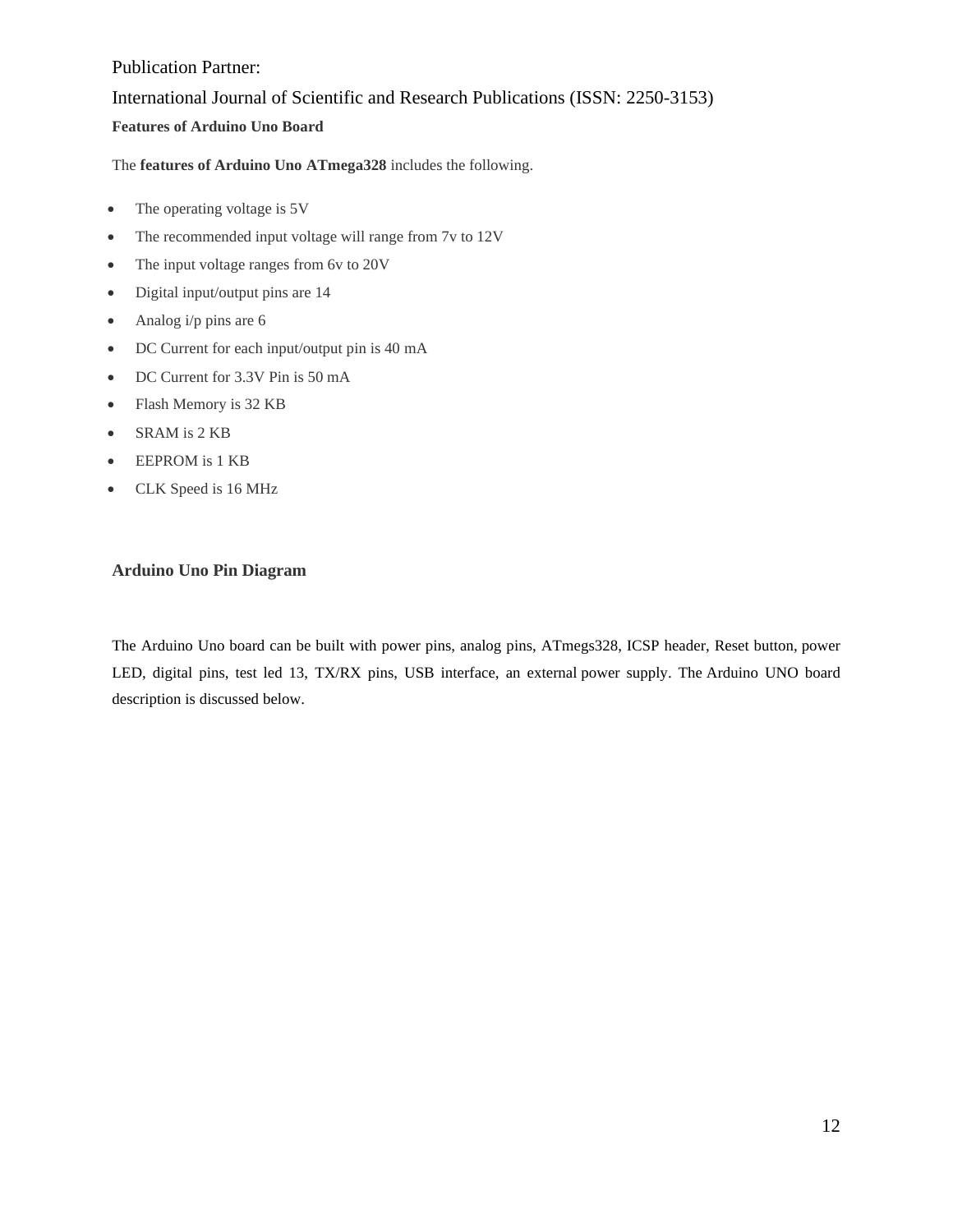**Features of Arduino Uno Board**

The **features of Arduino Uno ATmega328** includes the following.

- The operating voltage is 5V
- The recommended input voltage will range from 7v to 12V
- The input voltage ranges from 6v to 20V
- Digital input/output pins are 14
- Analog i/p pins are 6
- DC Current for each input/output pin is 40 mA
- DC Current for 3.3V Pin is 50 mA
- Flash Memory is 32 KB
- SRAM is 2 KB
- EEPROM is 1 KB
- CLK Speed is 16 MHz

**Arduino Uno Pin Diagram**

The Arduino Uno board can be built with power pins, analog pins, ATmegs328, ICSP header, Reset button, power LED, digital pins, test led 13, TX/RX pins, USB interface, an external power supply. The Arduino UNO board description is discussed below.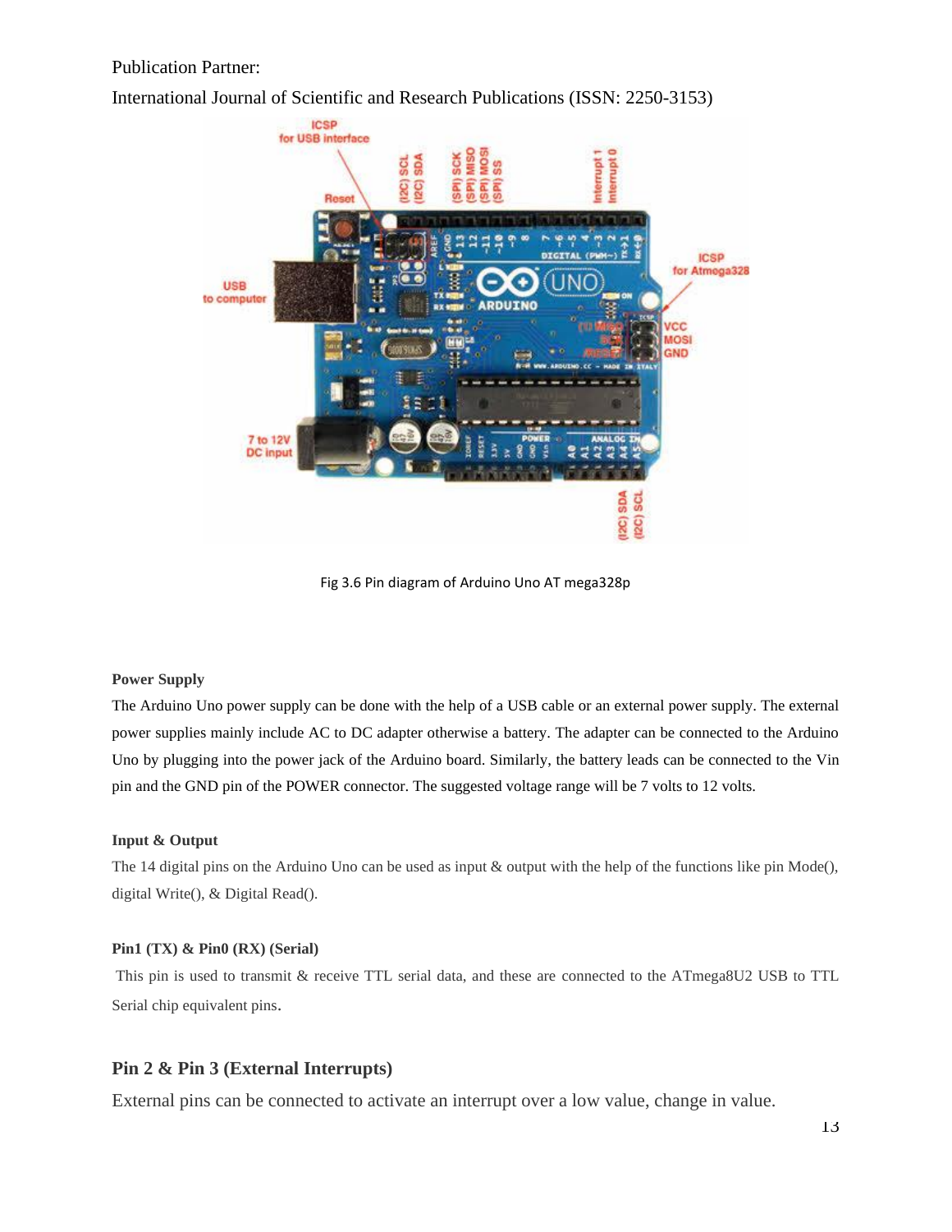Publication Partner:

International Journal of Scientific and Research Publications (ISSN: 2250-3153)

Fig 3.6 Pin diagram of Arduino Uno AT mega328p

**Power Supply**

The Arduino Uno power supply can be done with the help of a USB cable or an external power supply. The external power supplies mainly include AC to DC adapter otherwise a battery. The adapter can be connected to the Arduino Uno by plugging into the power jack of the Arduino board. Similarly, the battery leads can be connected to the Vin pin and the GND pin of the POWER connector. The suggested voltage range will be 7 volts to 12 volts.

**Input & Output**

The 14 digital pins on the Arduino Uno can be used as input & output with the help of the functions like pin Mode(), digital Write(), & Digital Read().

**Pin1 (TX) & Pin0 (RX) (Serial)**

This pin is used to transmit & receive TTL serial data, and these are connected to the ATmega8U2 USB to TTL Serial chip equivalent pins.

**Pin 2 & Pin 3 (External Interrupts)**

External pins can be connected to activate an interrupt over a low value, change in value.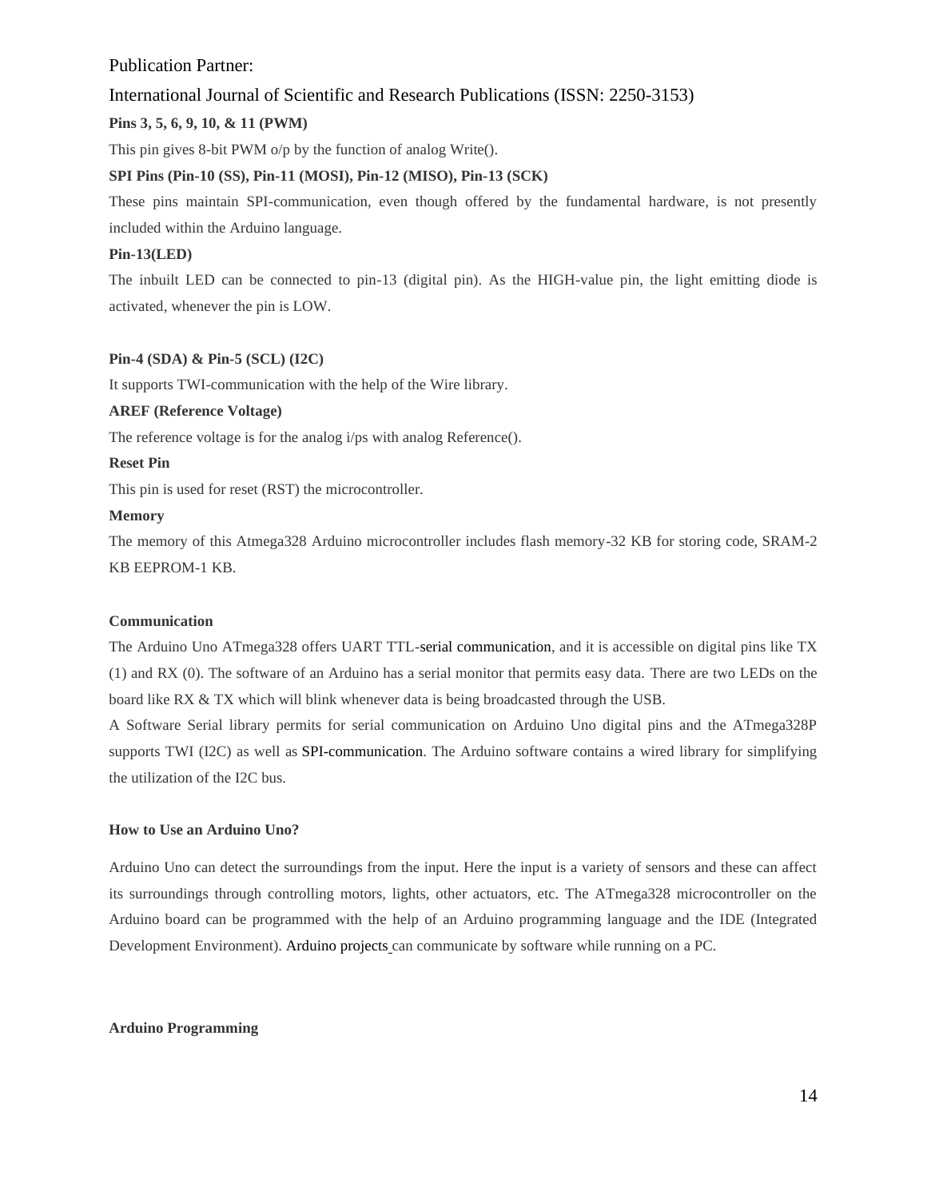Publication Partner:

International Journal of Scientific and Research Publications (ISSN: 2250-3153)

**Pins 3, 5, 6, 9, 10, & 11 (PWM)**

This pin gives 8-bit PWM o/p by the function of analog Write().

**SPI Pins (Pin-10 (SS), Pin-11 (MOSI), Pin-12 (MISO), Pin-13 (SCK)**

These pins maintain SPI-communication, even though offered by the fundamental hardware, is not presently included within the Arduino language.

**Pin-13(LED)**

The inbuilt LED can be connected to pin-13 (digital pin). As the HIGH-value pin, the light emitting diode is activated, whenever the pin is LOW.

**Pin-4 (SDA) & Pin-5 (SCL) (I2C)**

It supports TWI-communication with the help of the Wire library.

**AREF (Reference Voltage)**

The reference voltage is for the analog i/ps with analog Reference().

**Reset Pin**

This pin is used for reset (RST) the microcontroller.

**Memory**

The memory of this Atmega328 Arduino microcontroller includes flash memory-32 KB for storing code, SRAM-2 KB EEPROM-1 KB.

**Communication**

The Arduino Uno ATmega328 offers UART TTL-serial communication, and it is accessible on digital pins like TX (1) and RX (0). The software of an Arduino has a serial monitor that permits easy data. There are two LEDs on the board like RX & TX which will blink whenever data is being broadcasted through the USB.

A Software Serial library permits for serial communication on Arduino Uno digital pins and the ATmega328P supports TWI (I2C) as well as SPI-communication. The Arduino software contains a wired library for simplifying the utilization of the I2C bus.

**How to Use an Arduino Uno?**

Arduino Uno can detect the surroundings from the input. Here the input is a variety of sensors and these can affect its surroundings through controlling motors, lights, other actuators, etc. The ATmega328 microcontroller on the Arduino board can be programmed with the help of an Arduino programming language and the IDE (Integrated Development Environment). Arduino projects can communicate by software while running on a PC.

**Arduino Programming**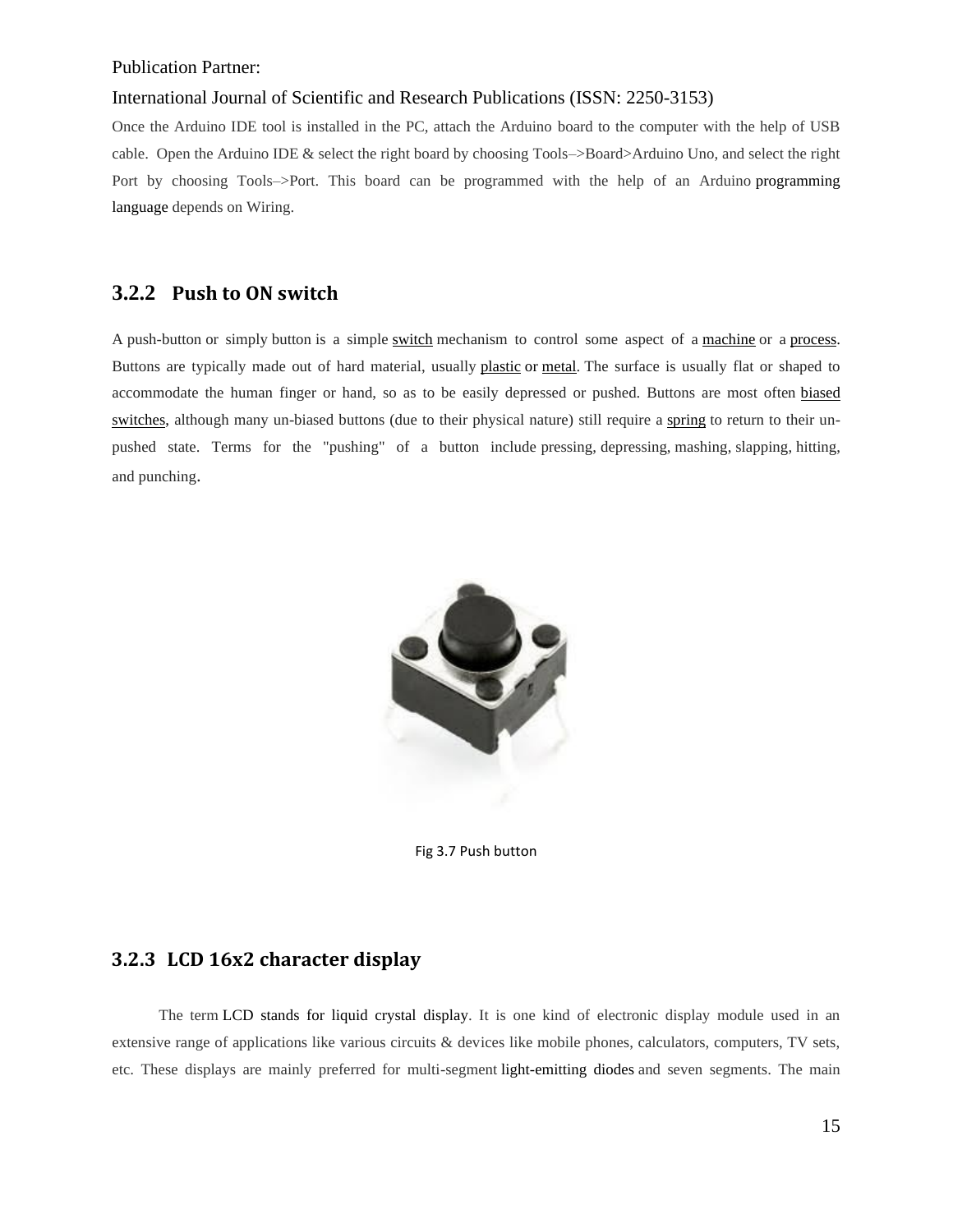Once the Arduino IDE tool is installed in the PC, attach the Arduino board to the computer with the help of USB cable. Open the Arduino IDE & select the right board by choosing Tools–>Board>Arduino Uno, and select the right Port by choosing Tools–>Port. This board can be programmed with the help of an Arduino programming language depends on Wiring.

### 3.2.2 Push to ON switch

A push-button or simply button is a simple switch mechanism to control some aspect of a machine or a process. Buttons are typically made out of hard material, usually plastic or metal. The surface is usually flat or shaped to accommodate the human finger or hand, so as to be easily depressed or pushed. Buttons are most often biased switches, although many un-biased buttons (due to their physical nature) still require a spring to return to their un-pushed state. Terms for the "pushing" of a button include pressing, depressing, mashing, slapping, hitting, and punching.

Fig 3.7 Push button

### 3.2.3 LCD 16x2 character display

The term LCD stands for liquid crystal display. It is one kind of electronic display module used in an extensive range of applications like various circuits & devices like mobile phones, calculators, computers, TV sets, etc. These displays are mainly preferred for multi-segment light-emitting diodes and seven segments. The main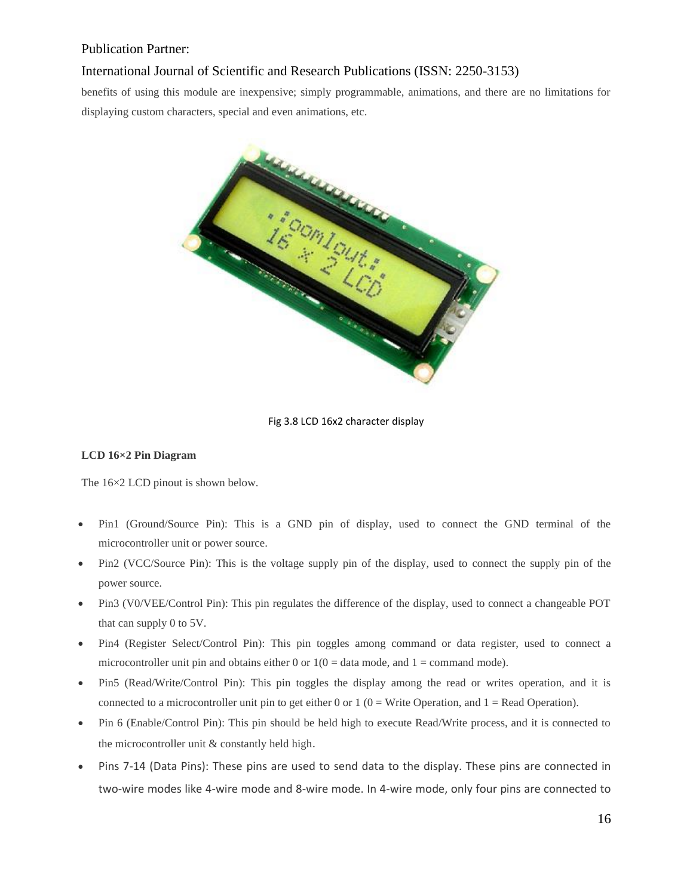benefits of using this module are inexpensive; simply programmable, animations, and there are no limitations for displaying custom characters, special and even animations, etc.

Fig 3.8 LCD 16x2 character display

**LCD 16×2 Pin Diagram**

The 16×2 LCD pinout is shown below.

- Pin1 (Ground/Source Pin): This is a GND pin of display, used to connect the GND terminal of the microcontroller unit or power source.
- Pin2 (VCC/Source Pin): This is the voltage supply pin of the display, used to connect the supply pin of the power source.
- Pin3 (V0/VEE/Control Pin): This pin regulates the difference of the display, used to connect a changeable POT that can supply 0 to 5V.
- Pin4 (Register Select/Control Pin): This pin toggles among command or data register, used to connect a microcontroller unit pin and obtains either 0 or 1(0 = data mode, and 1 = command mode).
- Pin5 (Read/Write/Control Pin): This pin toggles the display among the read or writes operation, and it is connected to a microcontroller unit pin to get either 0 or 1 (0 = Write Operation, and 1 = Read Operation).
- Pin 6 (Enable/Control Pin): This pin should be held high to execute Read/Write process, and it is connected to the microcontroller unit & constantly held high.
- Pins 7-14 (Data Pins): These pins are used to send data to the display. These pins are connected in two-wire modes like 4-wire mode and 8-wire mode. In 4-wire mode, only four pins are connected to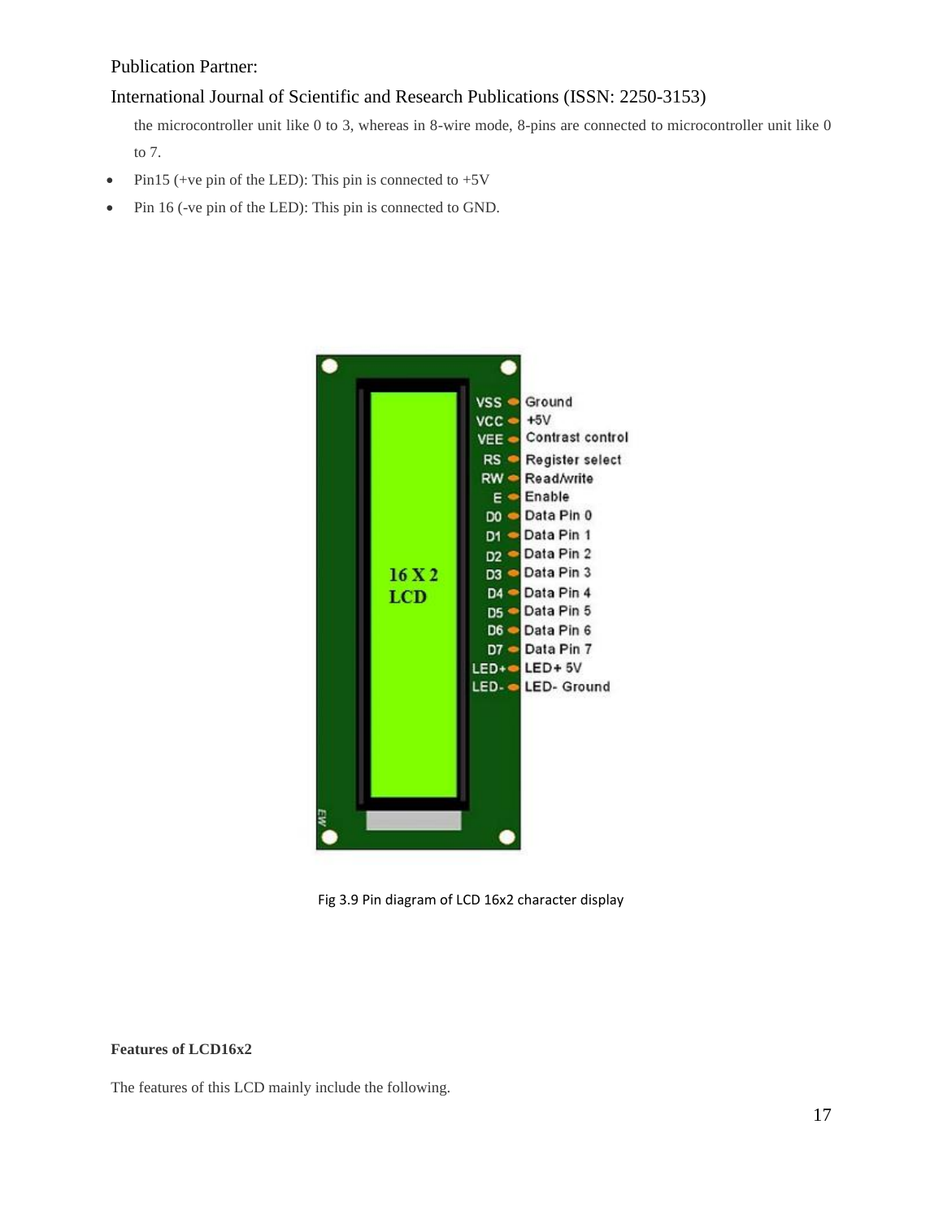the microcontroller unit like 0 to 3, whereas in 8-wire mode, 8-pins are connected to microcontroller unit like 0 to 7.

- Pin15 (+ve pin of the LED): This pin is connected to +5V
- Pin 16 (-ve pin of the LED): This pin is connected to GND.

Fig 3.9 Pin diagram of LCD 16x2 character display

**Features of LCD16x2**

The features of this LCD mainly include the following.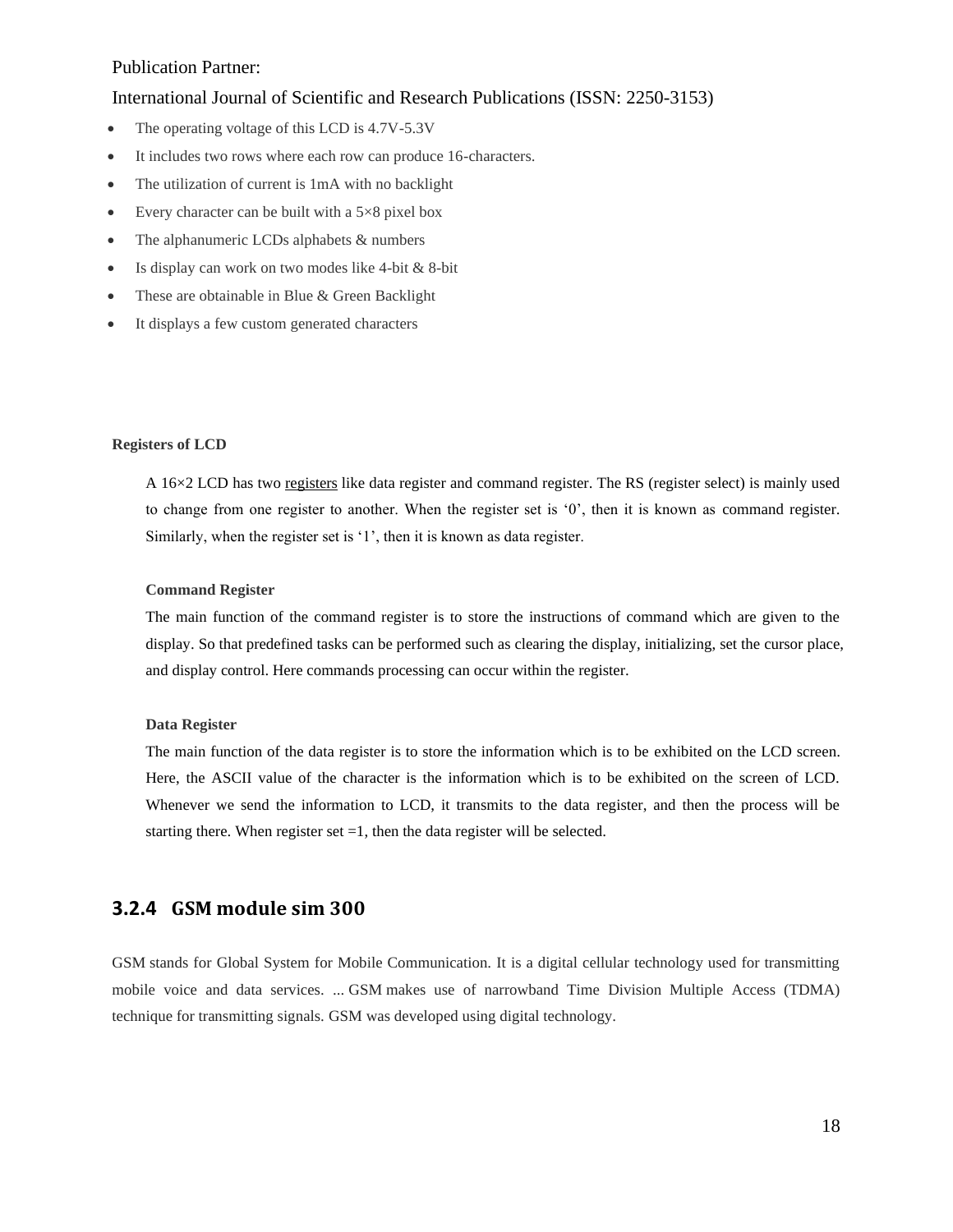- The operating voltage of this LCD is 4.7V-5.3V
- It includes two rows where each row can produce 16-characters.
- The utilization of current is 1mA with no backlight
- Every character can be built with a 5×8 pixel box
- The alphanumeric LCDs alphabets & numbers
- Is display can work on two modes like 4-bit & 8-bit
- These are obtainable in Blue & Green Backlight
- It displays a few custom generated characters

**Registers of LCD**

A 16×2 LCD has two registers like data register and command register. The RS (register select) is mainly used to change from one register to another. When the register set is '0', then it is known as command register. Similarly, when the register set is '1', then it is known as data register.

**Command Register**

The main function of the command register is to store the instructions of command which are given to the display. So that predefined tasks can be performed such as clearing the display, initializing, set the cursor place, and display control. Here commands processing can occur within the register.

**Data Register**

The main function of the data register is to store the information which is to be exhibited on the LCD screen. Here, the ASCII value of the character is the information which is to be exhibited on the screen of LCD. Whenever we send the information to LCD, it transmits to the data register, and then the process will be starting there. When register set =1, then the data register will be selected.

### 3.2.4 GSM module sim 300

GSM stands for Global System for Mobile Communication. It is a digital cellular technology used for transmitting mobile voice and data services. ... GSM makes use of narrowband Time Division Multiple Access (TDMA) technique for transmitting signals. GSM was developed using digital technology.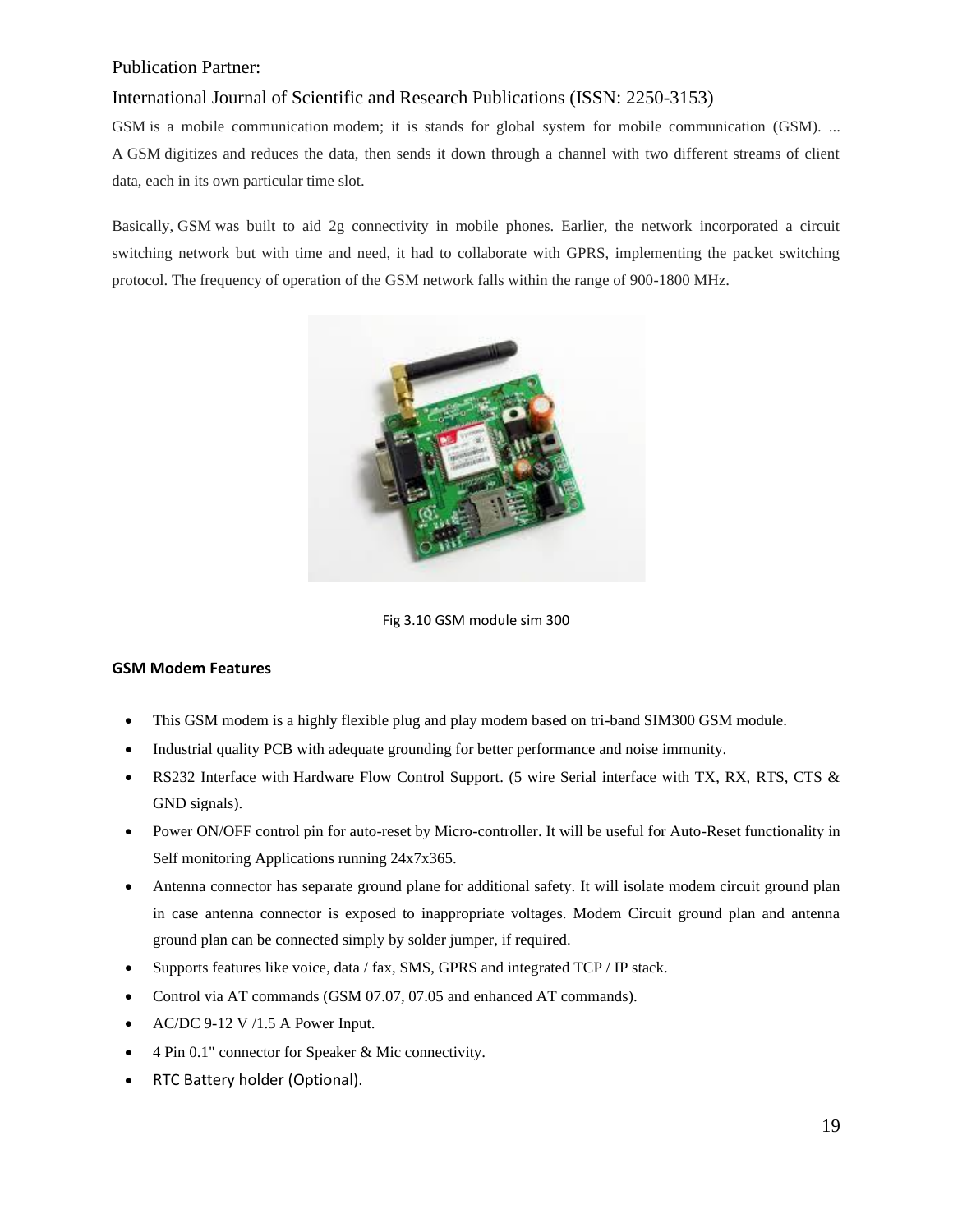Publication Partner:

International Journal of Scientific and Research Publications (ISSN: 2250-3153)

GSM is a mobile communication modem; it is stands for global system for mobile communication (GSM). ... A GSM digitizes and reduces the data, then sends it down through a channel with two different streams of client data, each in its own particular time slot.

Basically, GSM was built to aid 2g connectivity in mobile phones. Earlier, the network incorporated a circuit switching network but with time and need, it had to collaborate with GPRS, implementing the packet switching protocol. The frequency of operation of the GSM network falls within the range of 900-1800 MHz.

Fig 3.10 GSM module sim 300

**GSM Modem Features**

- This GSM modem is a highly flexible plug and play modem based on tri-band SIM300 GSM module.
- Industrial quality PCB with adequate grounding for better performance and noise immunity.
- RS232 Interface with Hardware Flow Control Support. (5 wire Serial interface with TX, RX, RTS, CTS & GND signals).
- Power ON/OFF control pin for auto-reset by Micro-controller. It will be useful for Auto-Reset functionality in Self monitoring Applications running 24x7x365.
- Antenna connector has separate ground plane for additional safety. It will isolate modem circuit ground plan in case antenna connector is exposed to inappropriate voltages. Modem Circuit ground plan and antenna ground plan can be connected simply by solder jumper, if required.
- Supports features like voice, data / fax, SMS, GPRS and integrated TCP / IP stack.
- Control via AT commands (GSM 07.07, 07.05 and enhanced AT commands).
- AC/DC 9-12 V /1.5 A Power Input.
- 4 Pin 0.1" connector for Speaker & Mic connectivity.
- RTC Battery holder (Optional).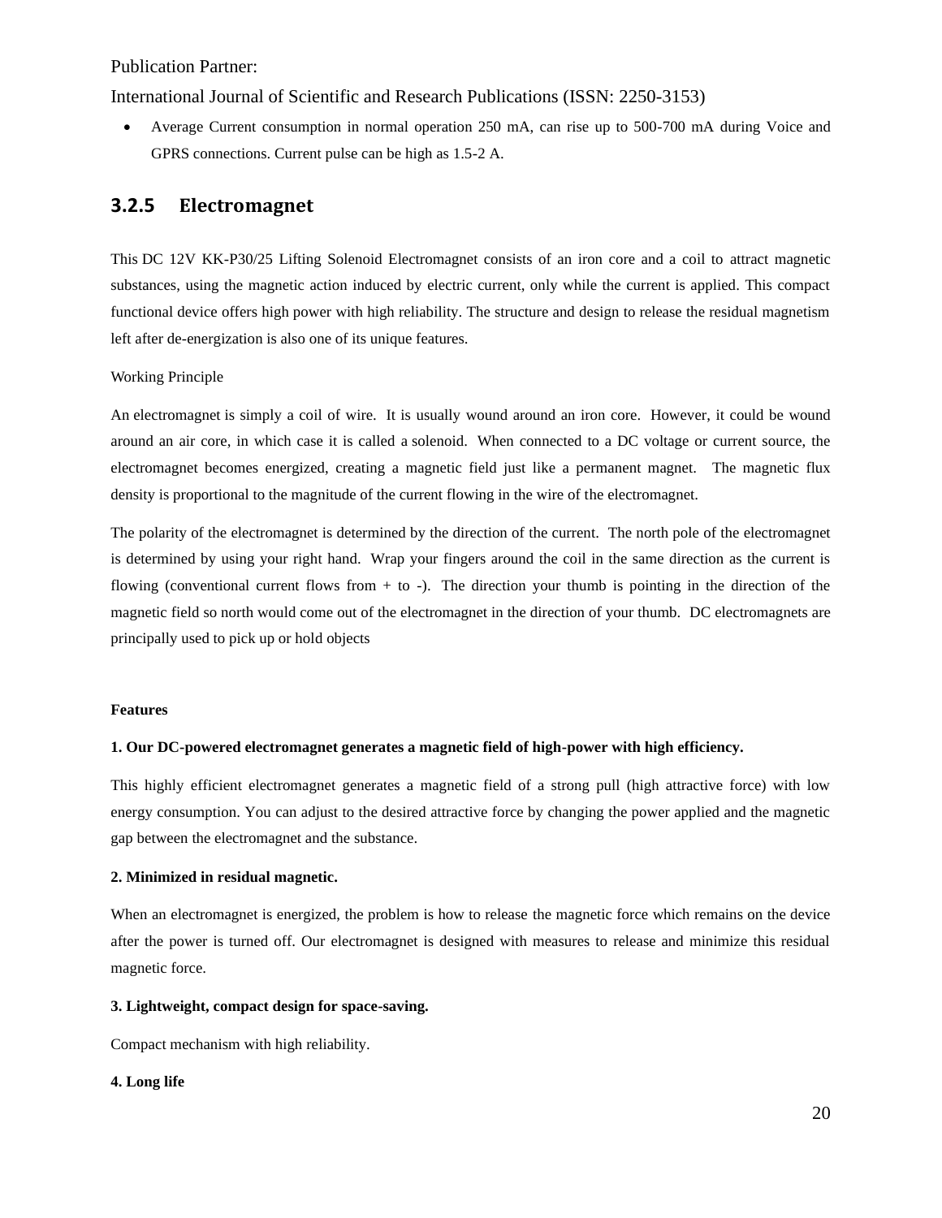- Average Current consumption in normal operation 250 mA, can rise up to 500-700 mA during Voice and GPRS connections. Current pulse can be high as 1.5-2 A.

### 3.2.5 Electromagnet

This DC 12V KK-P30/25 Lifting Solenoid Electromagnet consists of an iron core and a coil to attract magnetic substances, using the magnetic action induced by electric current, only while the current is applied. This compact functional device offers high power with high reliability. The structure and design to release the residual magnetism left after de-energization is also one of its unique features.

Working Principle

An electromagnet is simply a coil of wire. It is usually wound around an iron core. However, it could be wound around an air core, in which case it is called a solenoid. When connected to a DC voltage or current source, the electromagnet becomes energized, creating a magnetic field just like a permanent magnet. The magnetic flux density is proportional to the magnitude of the current flowing in the wire of the electromagnet.

The polarity of the electromagnet is determined by the direction of the current. The north pole of the electromagnet is determined by using your right hand. Wrap your fingers around the coil in the same direction as the current is flowing (conventional current flows from + to -). The direction your thumb is pointing in the direction of the magnetic field so north would come out of the electromagnet in the direction of your thumb. DC electromagnets are principally used to pick up or hold objects

**Features**

**1. Our DC-powered electromagnet generates a magnetic field of high-power with high efficiency.**

This highly efficient electromagnet generates a magnetic field of a strong pull (high attractive force) with low energy consumption. You can adjust to the desired attractive force by changing the power applied and the magnetic gap between the electromagnet and the substance.

**2. Minimized in residual magnetic.**

When an electromagnet is energized, the problem is how to release the magnetic force which remains on the device after the power is turned off. Our electromagnet is designed with measures to release and minimize this residual magnetic force.

**3. Lightweight, compact design for space-saving.**

Compact mechanism with high reliability.

**4. Long life**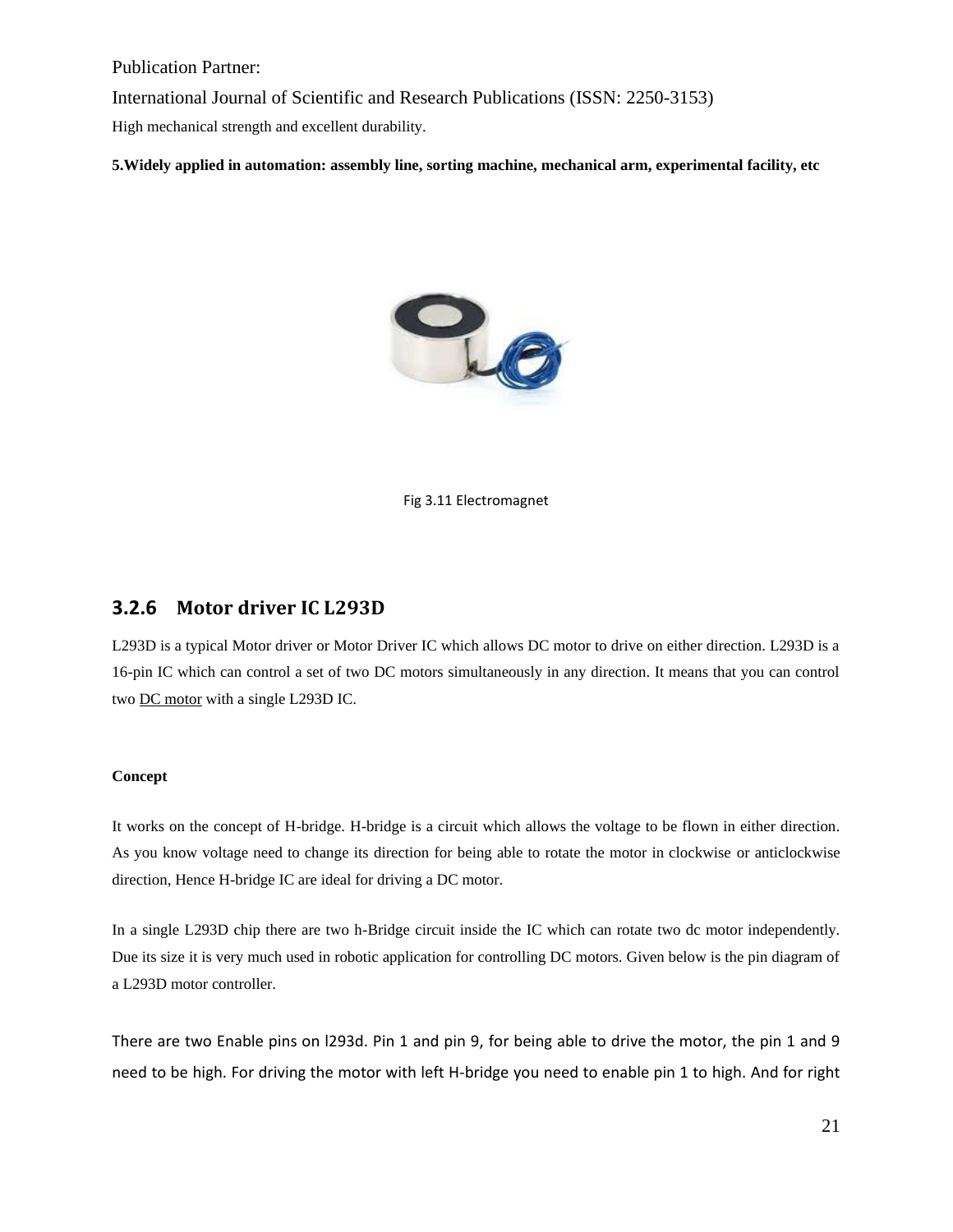High mechanical strength and excellent durability.

**5.Widely applied in automation: assembly line, sorting machine, mechanical arm, experimental facility, etc**

Fig 3.11 Electromagnet

### 3.2.6 Motor driver IC L293D

L293D is a typical Motor driver or Motor Driver IC which allows DC motor to drive on either direction. L293D is a 16-pin IC which can control a set of two DC motors simultaneously in any direction. It means that you can control two DC motor with a single L293D IC.

**Concept**

It works on the concept of H-bridge. H-bridge is a circuit which allows the voltage to be flown in either direction. As you know voltage need to change its direction for being able to rotate the motor in clockwise or anticlockwise direction, Hence H-bridge IC are ideal for driving a DC motor.

In a single L293D chip there are two h-Bridge circuit inside the IC which can rotate two dc motor independently. Due its size it is very much used in robotic application for controlling DC motors. Given below is the pin diagram of a L293D motor controller.

There are two Enable pins on l293d. Pin 1 and pin 9, for being able to drive the motor, the pin 1 and 9 need to be high. For driving the motor with left H-bridge you need to enable pin 1 to high. And for right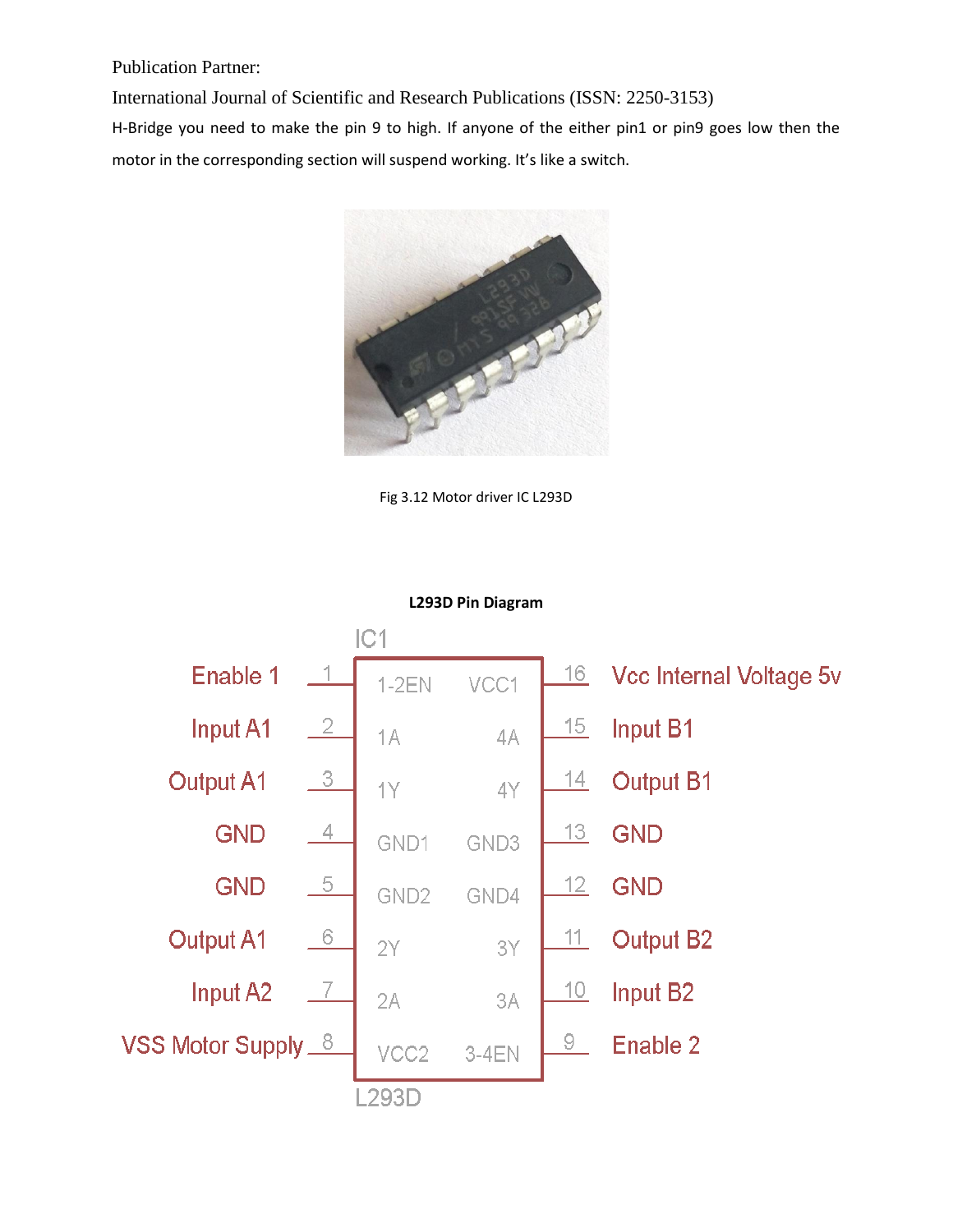H-Bridge you need to make the pin 9 to high. If anyone of the either pin1 or pin9 goes low then the motor in the corresponding section will suspend working. It's like a switch.

Fig 3.12 Motor driver IC L293D

**L293D Pin Diagram**

IC1

| Label | Pin | Internal | Internal | Pin | Label |
|---|---|---|---|---|---|
| Enable 1 | 1 | 1-2EN | VCC1 | 16 | Vcc Internal Voltage 5v |
| Input A1 | 2 | 1A | 4A | 15 | Input B1 |
| Output A1 | 3 | 1Y | 4Y | 14 | Output B1 |
| GND | 4 | GND1 | GND3 | 13 | GND |
| GND | 5 | GND2 | GND4 | 12 | GND |
| Output A1 | 6 | 2Y | 3Y | 11 | Output B2 |
| Input A2 | 7 | 2A | 3A | 10 | Input B2 |
| VSS Motor Supply | 8 | VCC2 | 3-4EN | 9 | Enable 2 |

L293D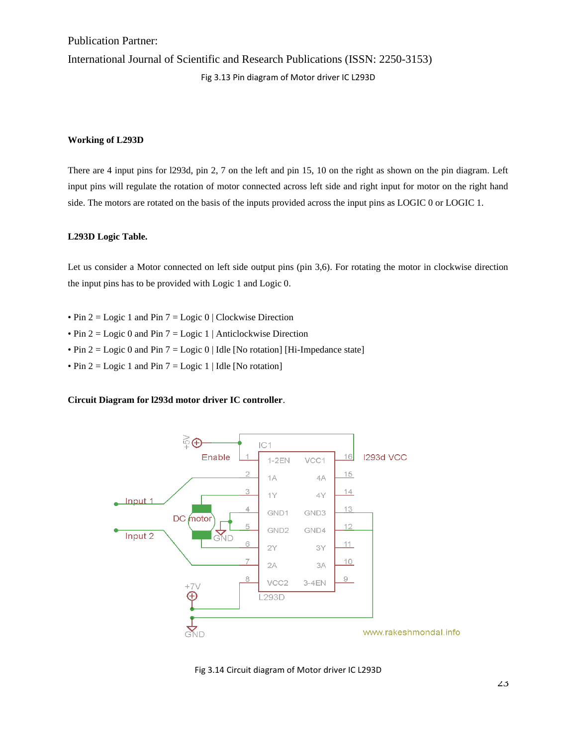Publication Partner:

International Journal of Scientific and Research Publications (ISSN: 2250-3153)

Fig 3.13 Pin diagram of Motor driver IC L293D

**Working of L293D**

There are 4 input pins for l293d, pin 2, 7 on the left and pin 15, 10 on the right as shown on the pin diagram. Left input pins will regulate the rotation of motor connected across left side and right input for motor on the right hand side. The motors are rotated on the basis of the inputs provided across the input pins as LOGIC 0 or LOGIC 1.

**L293D Logic Table.**

Let us consider a Motor connected on left side output pins (pin 3,6). For rotating the motor in clockwise direction the input pins has to be provided with Logic 1 and Logic 0.

- Pin 2 = Logic 1 and Pin 7 = Logic 0 | Clockwise Direction
- Pin 2 = Logic 0 and Pin 7 = Logic 1 | Anticlockwise Direction
- Pin 2 = Logic 0 and Pin 7 = Logic 0 | Idle [No rotation] [Hi-Impedance state]
- Pin 2 = Logic 1 and Pin 7 = Logic 1 | Idle [No rotation]

**Circuit Diagram for l293d motor driver IC controller**.

Fig 3.14 Circuit diagram of Motor driver IC L293D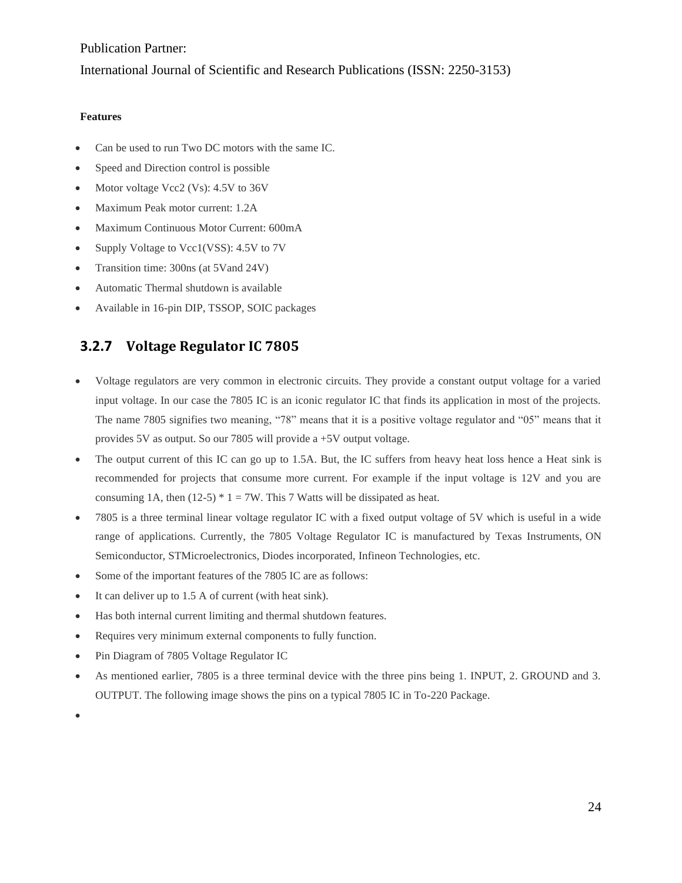Publication Partner:

International Journal of Scientific and Research Publications (ISSN: 2250-3153)

**Features**

- Can be used to run Two DC motors with the same IC.
- Speed and Direction control is possible
- Motor voltage Vcc2 (Vs): 4.5V to 36V
- Maximum Peak motor current: 1.2A
- Maximum Continuous Motor Current: 600mA
- Supply Voltage to Vcc1(VSS): 4.5V to 7V
- Transition time: 300ns (at 5Vand 24V)
- Automatic Thermal shutdown is available
- Available in 16-pin DIP, TSSOP, SOIC packages

### 3.2.7 Voltage Regulator IC 7805

- Voltage regulators are very common in electronic circuits. They provide a constant output voltage for a varied input voltage. In our case the 7805 IC is an iconic regulator IC that finds its application in most of the projects. The name 7805 signifies two meaning, "78" means that it is a positive voltage regulator and "05" means that it provides 5V as output. So our 7805 will provide a +5V output voltage.
- The output current of this IC can go up to 1.5A. But, the IC suffers from heavy heat loss hence a Heat sink is recommended for projects that consume more current. For example if the input voltage is 12V and you are consuming 1A, then (12-5) * 1 = 7W. This 7 Watts will be dissipated as heat.
- 7805 is a three terminal linear voltage regulator IC with a fixed output voltage of 5V which is useful in a wide range of applications. Currently, the 7805 Voltage Regulator IC is manufactured by Texas Instruments, ON Semiconductor, STMicroelectronics, Diodes incorporated, Infineon Technologies, etc.
- Some of the important features of the 7805 IC are as follows:
- It can deliver up to 1.5 A of current (with heat sink).
- Has both internal current limiting and thermal shutdown features.
- Requires very minimum external components to fully function.
- Pin Diagram of 7805 Voltage Regulator IC
- As mentioned earlier, 7805 is a three terminal device with the three pins being 1. INPUT, 2. GROUND and 3. OUTPUT. The following image shows the pins on a typical 7805 IC in To-220 Package.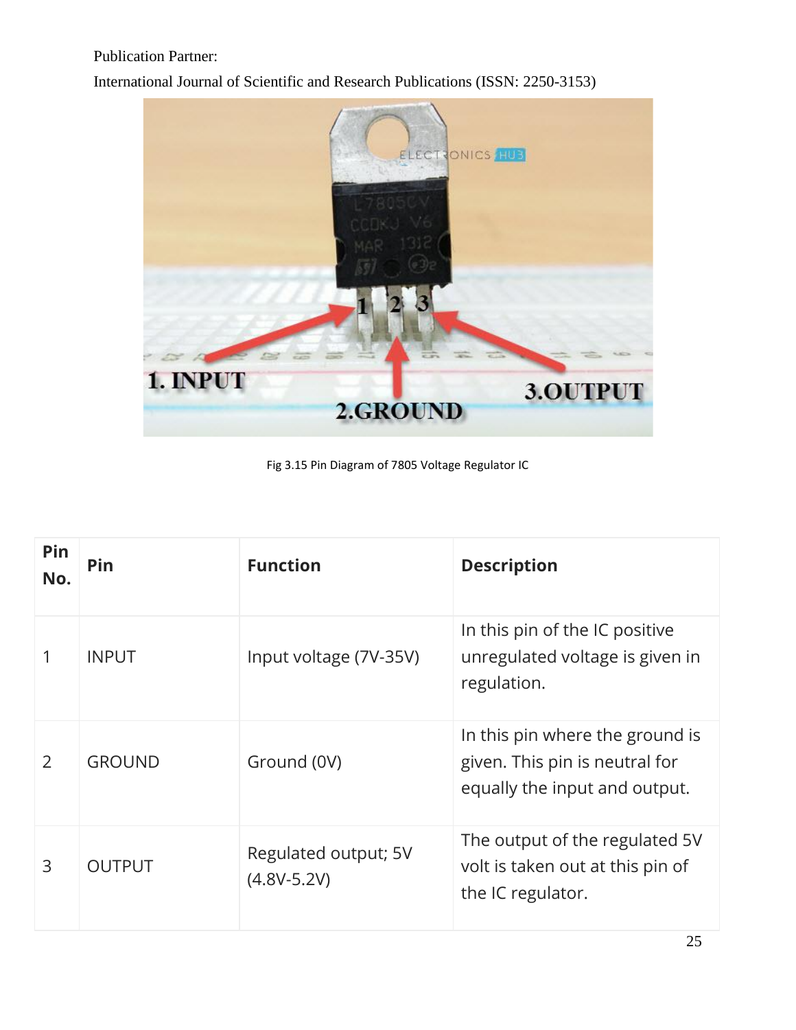Publication Partner:

International Journal of Scientific and Research Publications (ISSN: 2250-3153)

Fig 3.15 Pin Diagram of 7805 Voltage Regulator IC

| Pin No. | Pin | Function | Description |
|---|---|---|---|
| 1 | INPUT | Input voltage (7V-35V) | In this pin of the IC positive unregulated voltage is given in regulation. |
| 2 | GROUND | Ground (0V) | In this pin where the ground is given. This pin is neutral for equally the input and output. |
| 3 | OUTPUT | Regulated output; 5V (4.8V-5.2V) | The output of the regulated 5V volt is taken out at this pin of the IC regulator. |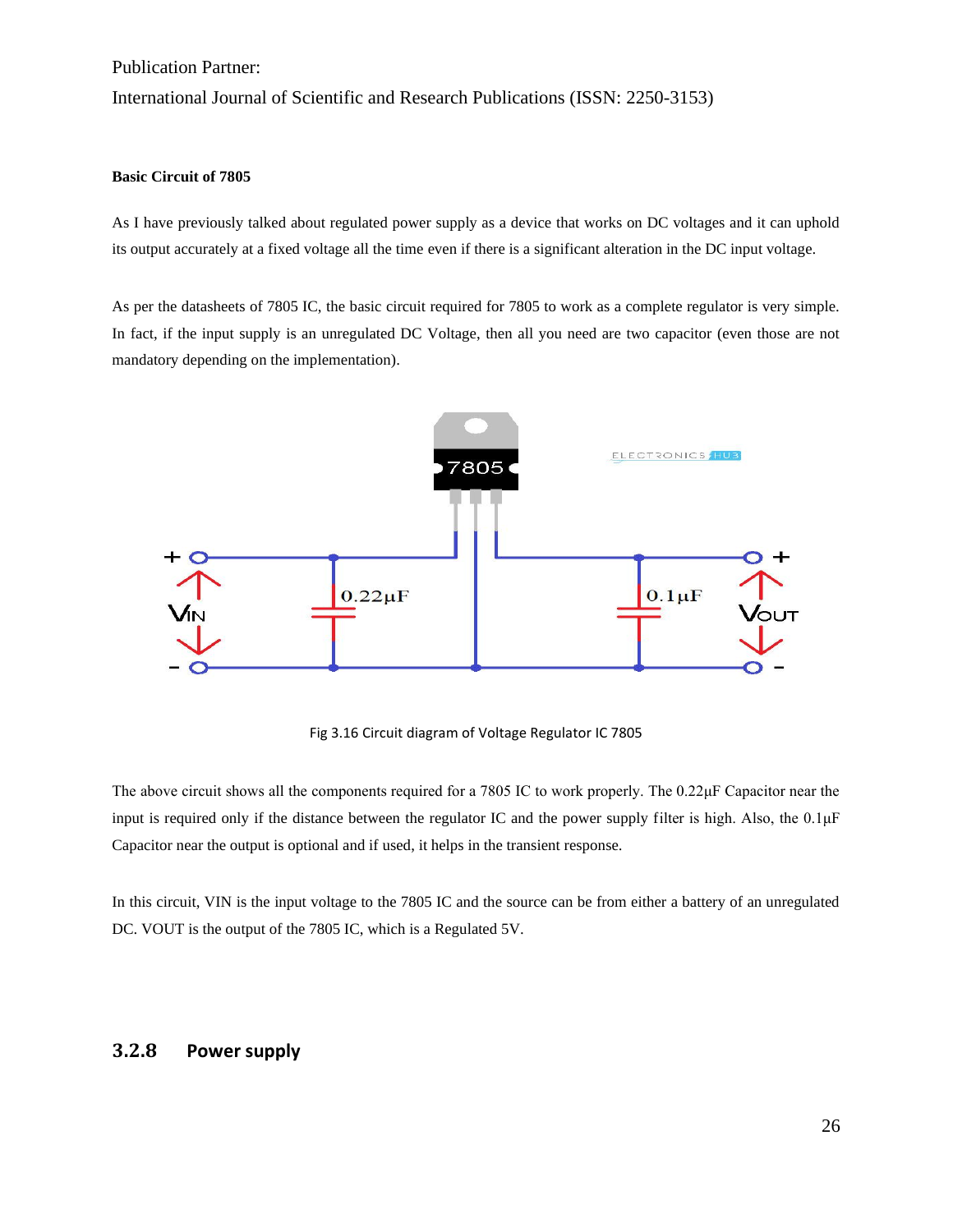**Basic Circuit of 7805**

As I have previously talked about regulated power supply as a device that works on DC voltages and it can uphold its output accurately at a fixed voltage all the time even if there is a significant alteration in the DC input voltage.

As per the datasheets of 7805 IC, the basic circuit required for 7805 to work as a complete regulator is very simple. In fact, if the input supply is an unregulated DC Voltage, then all you need are two capacitor (even those are not mandatory depending on the implementation).

Fig 3.16 Circuit diagram of Voltage Regulator IC 7805

The above circuit shows all the components required for a 7805 IC to work properly. The 0.22μF Capacitor near the input is required only if the distance between the regulator IC and the power supply filter is high. Also, the 0.1μF Capacitor near the output is optional and if used, it helps in the transient response.

In this circuit, VIN is the input voltage to the 7805 IC and the source can be from either a battery of an unregulated DC. VOUT is the output of the 7805 IC, which is a Regulated 5V.

### 3.2.8 Power supply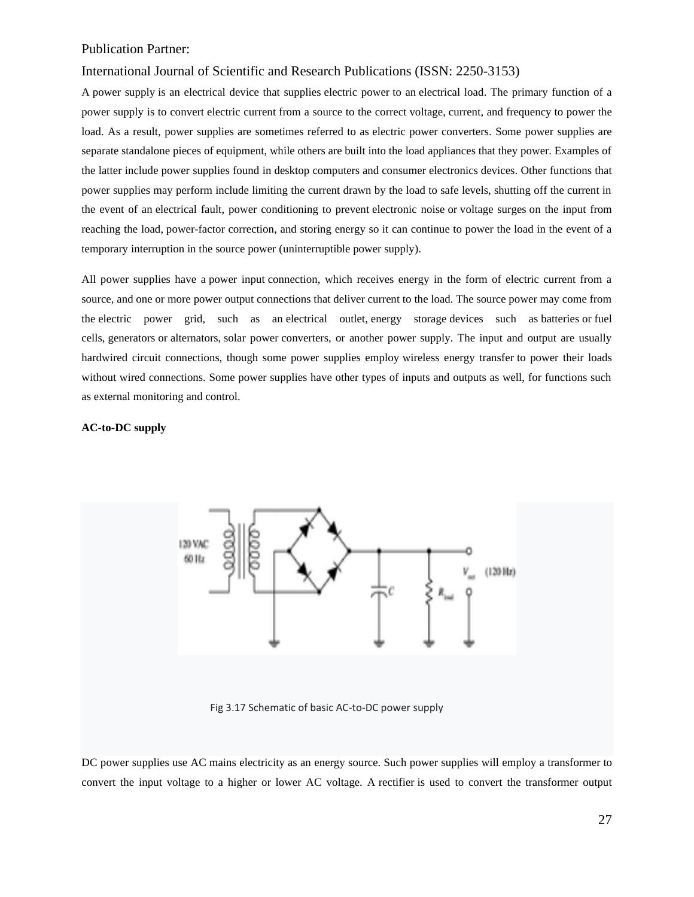Publication Partner:

International Journal of Scientific and Research Publications (ISSN: 2250-3153)

A power supply is an electrical device that supplies electric power to an electrical load. The primary function of a power supply is to convert electric current from a source to the correct voltage, current, and frequency to power the load. As a result, power supplies are sometimes referred to as electric power converters. Some power supplies are separate standalone pieces of equipment, while others are built into the load appliances that they power. Examples of the latter include power supplies found in desktop computers and consumer electronics devices. Other functions that power supplies may perform include limiting the current drawn by the load to safe levels, shutting off the current in the event of an electrical fault, power conditioning to prevent electronic noise or voltage surges on the input from reaching the load, power-factor correction, and storing energy so it can continue to power the load in the event of a temporary interruption in the source power (uninterruptible power supply).

All power supplies have a power input connection, which receives energy in the form of electric current from a source, and one or more power output connections that deliver current to the load. The source power may come from the electric power grid, such as an electrical outlet, energy storage devices such as batteries or fuel cells, generators or alternators, solar power converters, or another power supply. The input and output are usually hardwired circuit connections, though some power supplies employ wireless energy transfer to power their loads without wired connections. Some power supplies have other types of inputs and outputs as well, for functions such as external monitoring and control.

**AC-to-DC supply**

Fig 3.17 Schematic of basic AC-to-DC power supply

DC power supplies use AC mains electricity as an energy source. Such power supplies will employ a transformer to convert the input voltage to a higher or lower AC voltage. A rectifier is used to convert the transformer output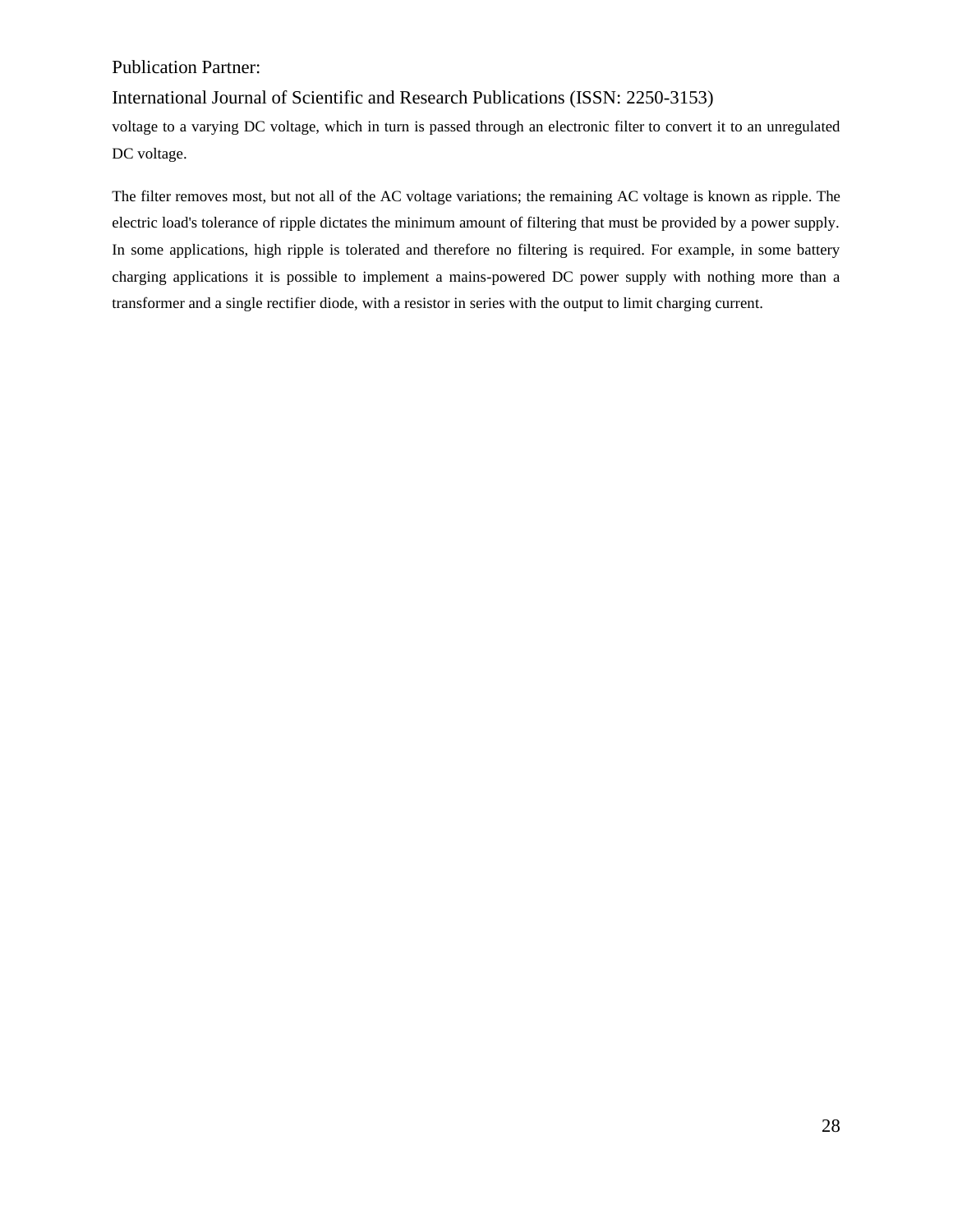voltage to a varying DC voltage, which in turn is passed through an electronic filter to convert it to an unregulated DC voltage.

The filter removes most, but not all of the AC voltage variations; the remaining AC voltage is known as ripple. The electric load's tolerance of ripple dictates the minimum amount of filtering that must be provided by a power supply. In some applications, high ripple is tolerated and therefore no filtering is required. For example, in some battery charging applications it is possible to implement a mains-powered DC power supply with nothing more than a transformer and a single rectifier diode, with a resistor in series with the output to limit charging current.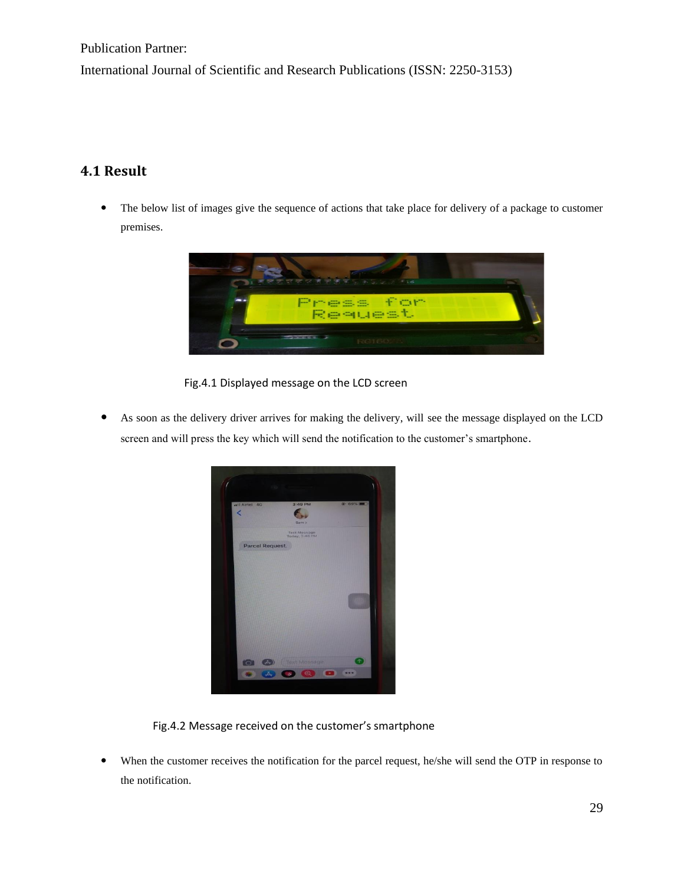## 4.1 Result

- The below list of images give the sequence of actions that take place for delivery of a package to customer premises.

Fig.4.1 Displayed message on the LCD screen

- As soon as the delivery driver arrives for making the delivery, will see the message displayed on the LCD screen and will press the key which will send the notification to the customer's smartphone.

Fig.4.2 Message received on the customer's smartphone

- When the customer receives the notification for the parcel request, he/she will send the OTP in response to the notification.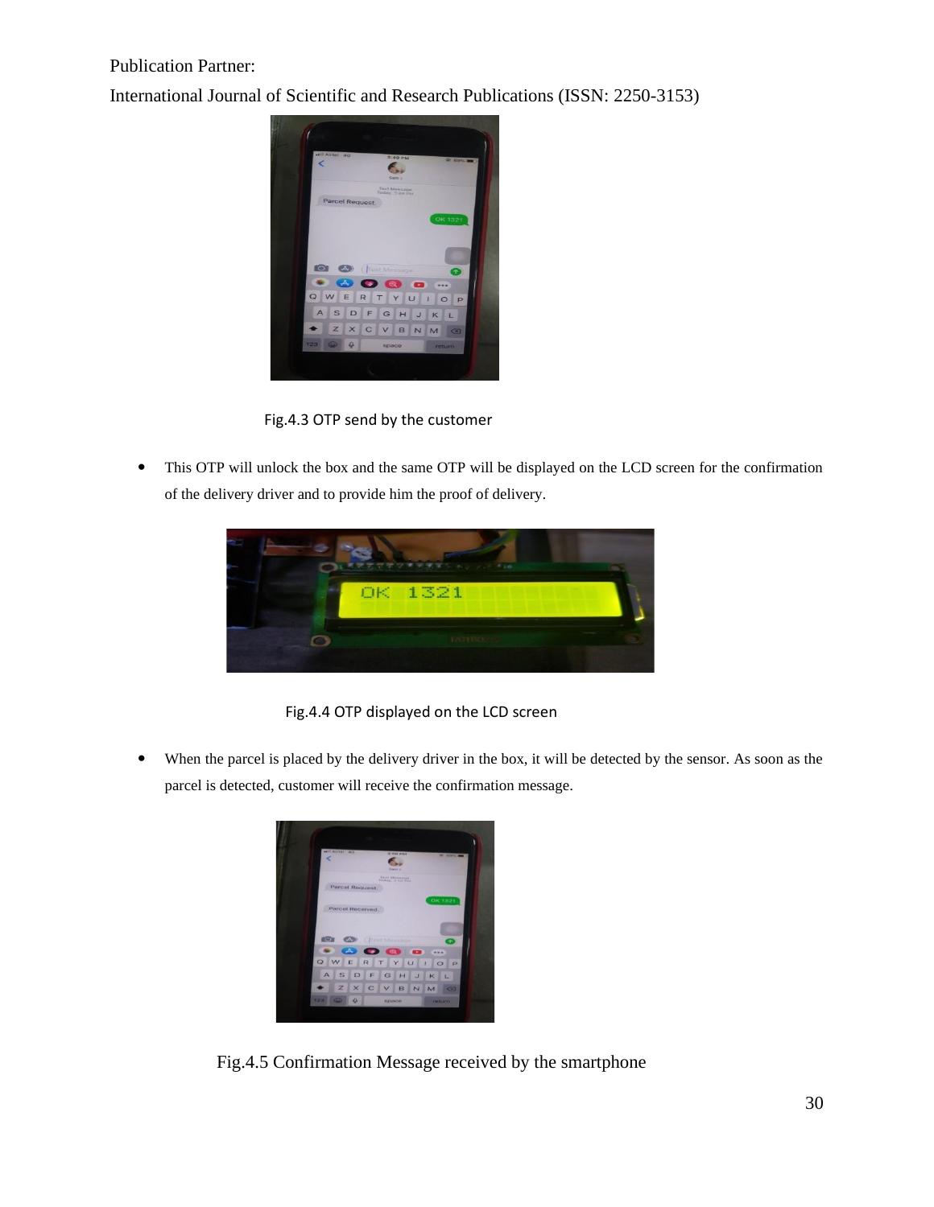Fig.4.3 OTP send by the customer

- This OTP will unlock the box and the same OTP will be displayed on the LCD screen for the confirmation of the delivery driver and to provide him the proof of delivery.

Fig.4.4 OTP displayed on the LCD screen

- When the parcel is placed by the delivery driver in the box, it will be detected by the sensor. As soon as the parcel is detected, customer will receive the confirmation message.

Fig.4.5 Confirmation Message received by the smartphone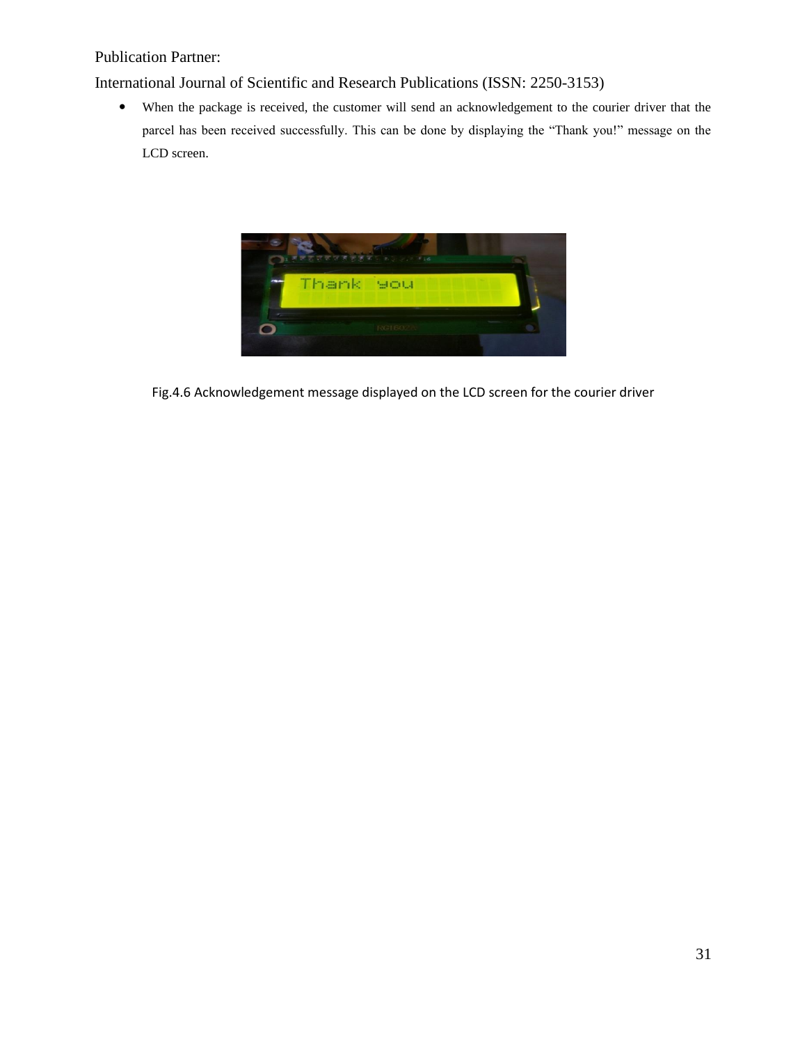- When the package is received, the customer will send an acknowledgement to the courier driver that the parcel has been received successfully. This can be done by displaying the “Thank you!” message on the LCD screen.

Fig.4.6 Acknowledgement message displayed on the LCD screen for the courier driver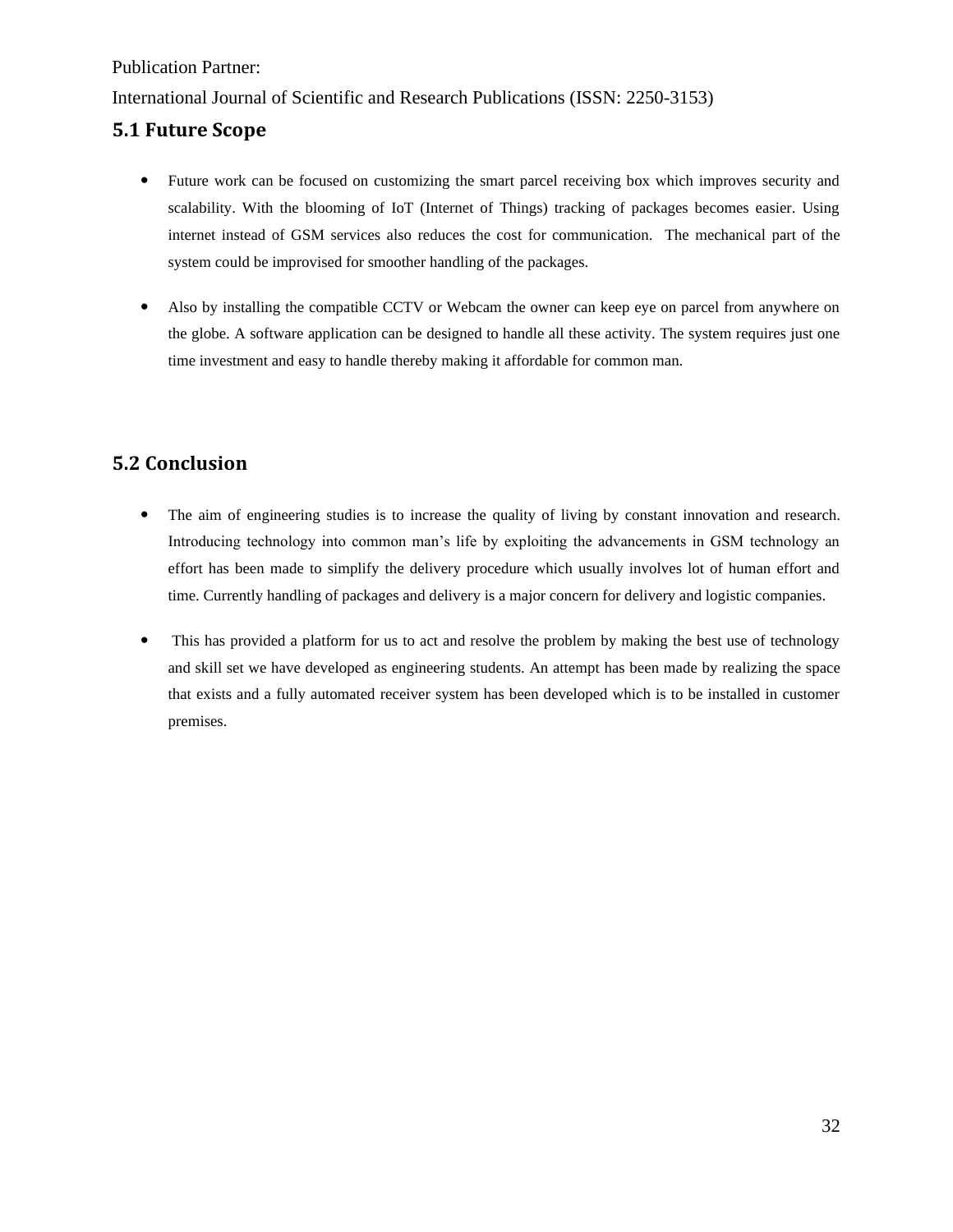## 5.1 Future Scope

- Future work can be focused on customizing the smart parcel receiving box which improves security and scalability. With the blooming of IoT (Internet of Things) tracking of packages becomes easier. Using internet instead of GSM services also reduces the cost for communication. The mechanical part of the system could be improvised for smoother handling of the packages.
- Also by installing the compatible CCTV or Webcam the owner can keep eye on parcel from anywhere on the globe. A software application can be designed to handle all these activity. The system requires just one time investment and easy to handle thereby making it affordable for common man.

## 5.2 Conclusion

- The aim of engineering studies is to increase the quality of living by constant innovation and research. Introducing technology into common man's life by exploiting the advancements in GSM technology an effort has been made to simplify the delivery procedure which usually involves lot of human effort and time. Currently handling of packages and delivery is a major concern for delivery and logistic companies.
- This has provided a platform for us to act and resolve the problem by making the best use of technology and skill set we have developed as engineering students. An attempt has been made by realizing the space that exists and a fully automated receiver system has been developed which is to be installed in customer premises.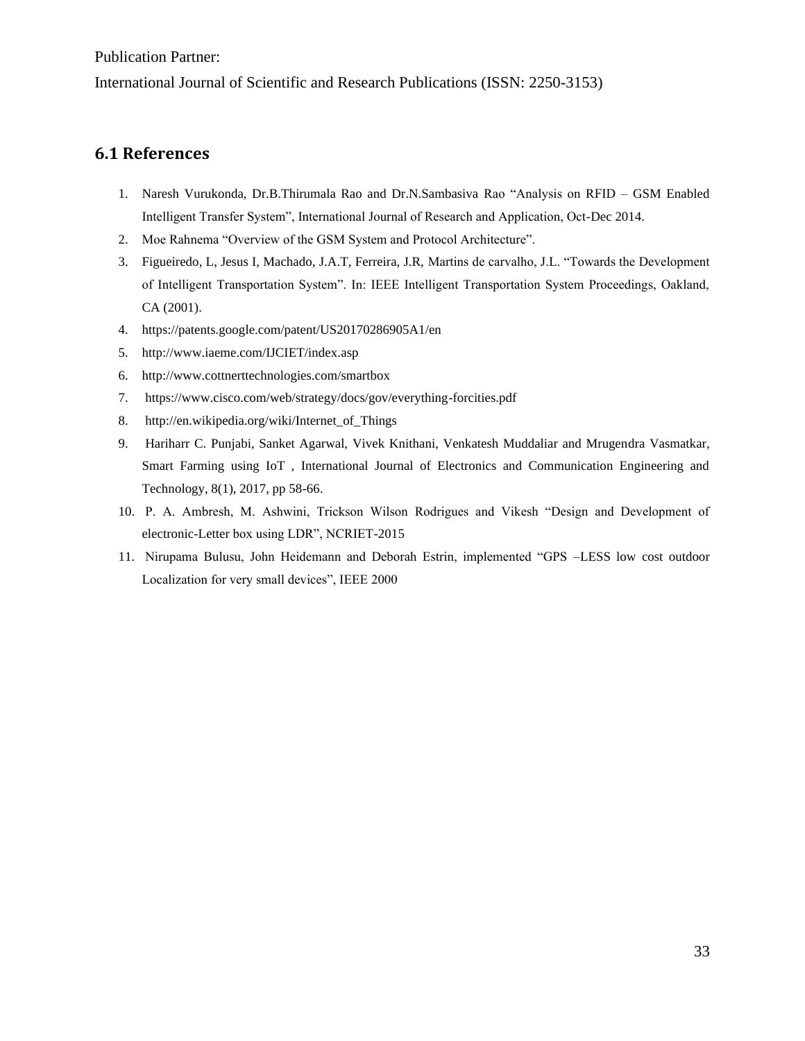## 6.1 References

1. Naresh Vurukonda, Dr.B.Thirumala Rao and Dr.N.Sambasiva Rao "Analysis on RFID – GSM Enabled Intelligent Transfer System", International Journal of Research and Application, Oct-Dec 2014.
2. Moe Rahnema "Overview of the GSM System and Protocol Architecture".
3. Figueiredo, L, Jesus I, Machado, J.A.T, Ferreira, J.R, Martins de carvalho, J.L. "Towards the Development of Intelligent Transportation System". In: IEEE Intelligent Transportation System Proceedings, Oakland, CA (2001).
4. https://patents.google.com/patent/US20170286905A1/en
5. http://www.iaeme.com/IJCIET/index.asp
6. http://www.cottnerttechnologies.com/smartbox
7. https://www.cisco.com/web/strategy/docs/gov/everything-forcities.pdf
8. http://en.wikipedia.org/wiki/Internet_of_Things
9. Hariharr C. Punjabi, Sanket Agarwal, Vivek Knithani, Venkatesh Muddaliar and Mrugendra Vasmatkar, Smart Farming using IoT , International Journal of Electronics and Communication Engineering and Technology, 8(1), 2017, pp 58-66.
10. P. A. Ambresh, M. Ashwini, Trickson Wilson Rodrigues and Vikesh "Design and Development of electronic-Letter box using LDR", NCRIET-2015
11. Nirupama Bulusu, John Heidemann and Deborah Estrin, implemented "GPS –LESS low cost outdoor Localization for very small devices", IEEE 2000